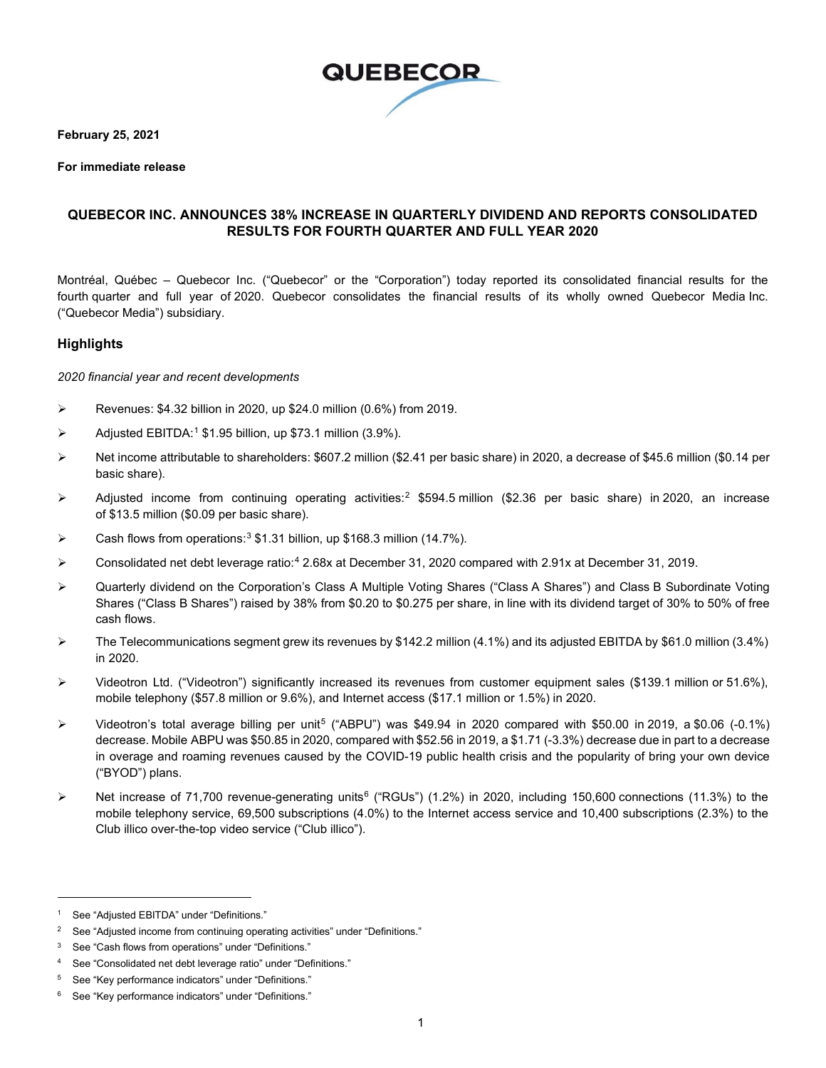QUEBECOR

**February 25, 2021**

**For immediate release**

# QUEBECOR INC. ANNOUNCES 38% INCREASE IN QUARTERLY DIVIDEND AND REPORTS CONSOLIDATED RESULTS FOR FOURTH QUARTER AND FULL YEAR 2020

Montréal, Québec – Quebecor Inc. ("Quebecor" or the "Corporation") today reported its consolidated financial results for the fourth quarter and full year of 2020. Quebecor consolidates the financial results of its wholly owned Quebecor Media Inc. ("Quebecor Media") subsidiary.

## Highlights

*2020 financial year and recent developments*

- Revenues: $4.32 billion in 2020, up $24.0 million (0.6%) from 2019.
- Adjusted EBITDA:[1] $1.95 billion, up $73.1 million (3.9%).
- Net income attributable to shareholders: $607.2 million ($2.41 per basic share) in 2020, a decrease of $45.6 million ($0.14 per basic share).
- Adjusted income from continuing operating activities:[2] $594.5 million ($2.36 per basic share) in 2020, an increase of $13.5 million ($0.09 per basic share).
- Cash flows from operations:[3] $1.31 billion, up $168.3 million (14.7%).
- Consolidated net debt leverage ratio:[4] 2.68x at December 31, 2020 compared with 2.91x at December 31, 2019.
- Quarterly dividend on the Corporation's Class A Multiple Voting Shares ("Class A Shares") and Class B Subordinate Voting Shares ("Class B Shares") raised by 38% from $0.20 to $0.275 per share, in line with its dividend target of 30% to 50% of free cash flows.
- The Telecommunications segment grew its revenues by $142.2 million (4.1%) and its adjusted EBITDA by $61.0 million (3.4%) in 2020.
- Videotron Ltd. ("Videotron") significantly increased its revenues from customer equipment sales ($139.1 million or 51.6%), mobile telephony ($57.8 million or 9.6%), and Internet access ($17.1 million or 1.5%) in 2020.
- Videotron's total average billing per unit[5] ("ABPU") was $49.94 in 2020 compared with $50.00 in 2019, a $0.06 (-0.1%) decrease. Mobile ABPU was $50.85 in 2020, compared with $52.56 in 2019, a $1.71 (-3.3%) decrease due in part to a decrease in overage and roaming revenues caused by the COVID-19 public health crisis and the popularity of bring your own device ("BYOD") plans.
- Net increase of 71,700 revenue-generating units[6] ("RGUs") (1.2%) in 2020, including 150,600 connections (11.3%) to the mobile telephony service, 69,500 subscriptions (4.0%) to the Internet access service and 10,400 subscriptions (2.3%) to the Club illico over-the-top video service ("Club illico").

---

[1] See "Adjusted EBITDA" under "Definitions."

[2] See "Adjusted income from continuing operating activities" under "Definitions."

[3] See "Cash flows from operations" under "Definitions."

[4] See "Consolidated net debt leverage ratio" under "Definitions."

[5] See "Key performance indicators" under "Definitions."

[6] See "Key performance indicators" under "Definitions."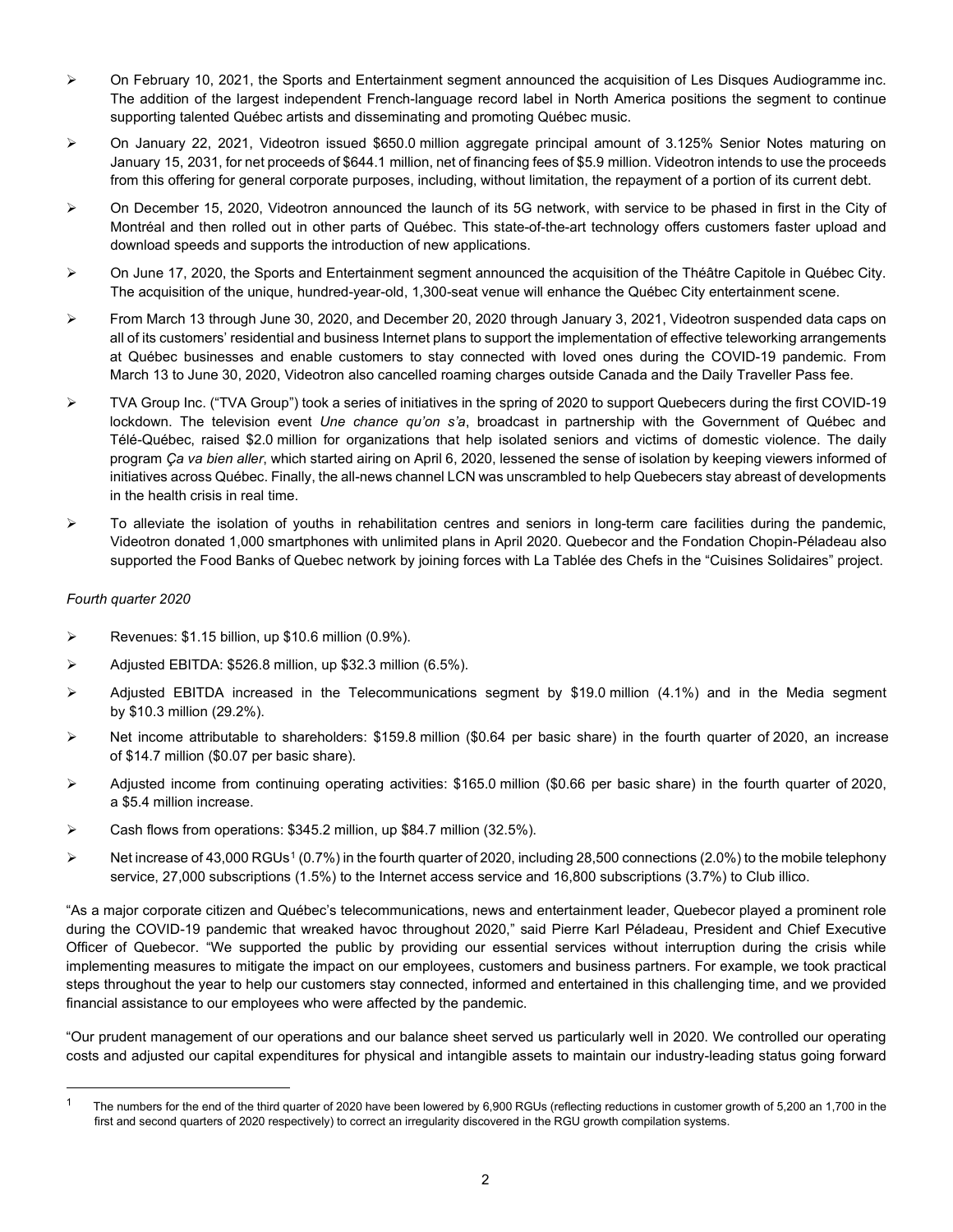- On February 10, 2021, the Sports and Entertainment segment announced the acquisition of Les Disques Audiogramme inc. The addition of the largest independent French-language record label in North America positions the segment to continue supporting talented Québec artists and disseminating and promoting Québec music.
- On January 22, 2021, Videotron issued $650.0 million aggregate principal amount of 3.125% Senior Notes maturing on January 15, 2031, for net proceeds of $644.1 million, net of financing fees of $5.9 million. Videotron intends to use the proceeds from this offering for general corporate purposes, including, without limitation, the repayment of a portion of its current debt.
- On December 15, 2020, Videotron announced the launch of its 5G network, with service to be phased in first in the City of Montréal and then rolled out in other parts of Québec. This state-of-the-art technology offers customers faster upload and download speeds and supports the introduction of new applications.
- On June 17, 2020, the Sports and Entertainment segment announced the acquisition of the Théâtre Capitole in Québec City. The acquisition of the unique, hundred-year-old, 1,300-seat venue will enhance the Québec City entertainment scene.
- From March 13 through June 30, 2020, and December 20, 2020 through January 3, 2021, Videotron suspended data caps on all of its customers' residential and business Internet plans to support the implementation of effective teleworking arrangements at Québec businesses and enable customers to stay connected with loved ones during the COVID-19 pandemic. From March 13 to June 30, 2020, Videotron also cancelled roaming charges outside Canada and the Daily Traveller Pass fee.
- TVA Group Inc. ("TVA Group") took a series of initiatives in the spring of 2020 to support Quebecers during the first COVID-19 lockdown. The television event *Une chance qu'on s'a*, broadcast in partnership with the Government of Québec and Télé-Québec, raised $2.0 million for organizations that help isolated seniors and victims of domestic violence. The daily program *Ça va bien aller*, which started airing on April 6, 2020, lessened the sense of isolation by keeping viewers informed of initiatives across Québec. Finally, the all-news channel LCN was unscrambled to help Quebecers stay abreast of developments in the health crisis in real time.
- To alleviate the isolation of youths in rehabilitation centres and seniors in long-term care facilities during the pandemic, Videotron donated 1,000 smartphones with unlimited plans in April 2020. Quebecor and the Fondation Chopin-Péladeau also supported the Food Banks of Quebec network by joining forces with La Tablée des Chefs in the "Cuisines Solidaires" project.

*Fourth quarter 2020*

- Revenues: $1.15 billion, up $10.6 million (0.9%).
- Adjusted EBITDA: $526.8 million, up $32.3 million (6.5%).
- Adjusted EBITDA increased in the Telecommunications segment by $19.0 million (4.1%) and in the Media segment by $10.3 million (29.2%).
- Net income attributable to shareholders: $159.8 million ($0.64 per basic share) in the fourth quarter of 2020, an increase of $14.7 million ($0.07 per basic share).
- Adjusted income from continuing operating activities: $165.0 million ($0.66 per basic share) in the fourth quarter of 2020, a $5.4 million increase.
- Cash flows from operations: $345.2 million, up $84.7 million (32.5%).
- Net increase of 43,000 RGUs[1] (0.7%) in the fourth quarter of 2020, including 28,500 connections (2.0%) to the mobile telephony service, 27,000 subscriptions (1.5%) to the Internet access service and 16,800 subscriptions (3.7%) to Club illico.

"As a major corporate citizen and Québec's telecommunications, news and entertainment leader, Quebecor played a prominent role during the COVID-19 pandemic that wreaked havoc throughout 2020," said Pierre Karl Péladeau, President and Chief Executive Officer of Quebecor. "We supported the public by providing our essential services without interruption during the crisis while implementing measures to mitigate the impact on our employees, customers and business partners. For example, we took practical steps throughout the year to help our customers stay connected, informed and entertained in this challenging time, and we provided financial assistance to our employees who were affected by the pandemic.

"Our prudent management of our operations and our balance sheet served us particularly well in 2020. We controlled our operating costs and adjusted our capital expenditures for physical and intangible assets to maintain our industry-leading status going forward

[1] The numbers for the end of the third quarter of 2020 have been lowered by 6,900 RGUs (reflecting reductions in customer growth of 5,200 an 1,700 in the first and second quarters of 2020 respectively) to correct an irregularity discovered in the RGU growth compilation systems.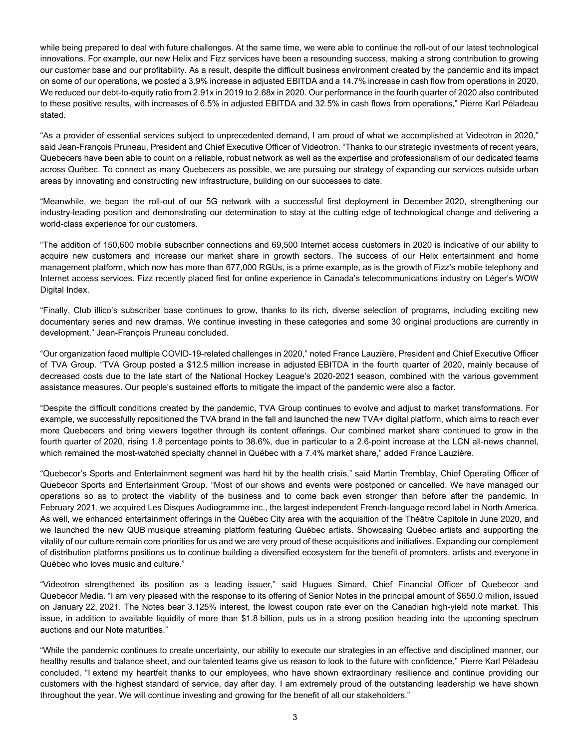while being prepared to deal with future challenges. At the same time, we were able to continue the roll-out of our latest technological innovations. For example, our new Helix and Fizz services have been a resounding success, making a strong contribution to growing our customer base and our profitability. As a result, despite the difficult business environment created by the pandemic and its impact on some of our operations, we posted a 3.9% increase in adjusted EBITDA and a 14.7% increase in cash flow from operations in 2020. We reduced our debt-to-equity ratio from 2.91x in 2019 to 2.68x in 2020. Our performance in the fourth quarter of 2020 also contributed to these positive results, with increases of 6.5% in adjusted EBITDA and 32.5% in cash flows from operations," Pierre Karl Péladeau stated.

"As a provider of essential services subject to unprecedented demand, I am proud of what we accomplished at Videotron in 2020," said Jean-François Pruneau, President and Chief Executive Officer of Videotron. "Thanks to our strategic investments of recent years, Quebecers have been able to count on a reliable, robust network as well as the expertise and professionalism of our dedicated teams across Québec. To connect as many Quebecers as possible, we are pursuing our strategy of expanding our services outside urban areas by innovating and constructing new infrastructure, building on our successes to date.

"Meanwhile, we began the roll-out of our 5G network with a successful first deployment in December 2020, strengthening our industry-leading position and demonstrating our determination to stay at the cutting edge of technological change and delivering a world-class experience for our customers.

"The addition of 150,600 mobile subscriber connections and 69,500 Internet access customers in 2020 is indicative of our ability to acquire new customers and increase our market share in growth sectors. The success of our Helix entertainment and home management platform, which now has more than 677,000 RGUs, is a prime example, as is the growth of Fizz's mobile telephony and Internet access services. Fizz recently placed first for online experience in Canada's telecommunications industry on Léger's WOW Digital Index.

"Finally, Club illico's subscriber base continues to grow, thanks to its rich, diverse selection of programs, including exciting new documentary series and new dramas. We continue investing in these categories and some 30 original productions are currently in development," Jean-François Pruneau concluded.

"Our organization faced multiple COVID-19-related challenges in 2020," noted France Lauzière, President and Chief Executive Officer of TVA Group. "TVA Group posted a $12.5 million increase in adjusted EBITDA in the fourth quarter of 2020, mainly because of decreased costs due to the late start of the National Hockey League's 2020-2021 season, combined with the various government assistance measures. Our people's sustained efforts to mitigate the impact of the pandemic were also a factor.

"Despite the difficult conditions created by the pandemic, TVA Group continues to evolve and adjust to market transformations. For example, we successfully repositioned the TVA brand in the fall and launched the new TVA+ digital platform, which aims to reach ever more Quebecers and bring viewers together through its content offerings. Our combined market share continued to grow in the fourth quarter of 2020, rising 1.8 percentage points to 38.6%, due in particular to a 2.6-point increase at the LCN all-news channel, which remained the most-watched specialty channel in Québec with a 7.4% market share," added France Lauzière.

"Quebecor's Sports and Entertainment segment was hard hit by the health crisis," said Martin Tremblay, Chief Operating Officer of Quebecor Sports and Entertainment Group. "Most of our shows and events were postponed or cancelled. We have managed our operations so as to protect the viability of the business and to come back even stronger than before after the pandemic. In February 2021, we acquired Les Disques Audiogramme inc., the largest independent French-language record label in North America. As well, we enhanced entertainment offerings in the Québec City area with the acquisition of the Théâtre Capitole in June 2020, and we launched the new QUB musique streaming platform featuring Québec artists. Showcasing Québec artists and supporting the vitality of our culture remain core priorities for us and we are very proud of these acquisitions and initiatives. Expanding our complement of distribution platforms positions us to continue building a diversified ecosystem for the benefit of promoters, artists and everyone in Québec who loves music and culture."

"Videotron strengthened its position as a leading issuer," said Hugues Simard, Chief Financial Officer of Quebecor and Quebecor Media. "I am very pleased with the response to its offering of Senior Notes in the principal amount of $650.0 million, issued on January 22, 2021. The Notes bear 3.125% interest, the lowest coupon rate ever on the Canadian high-yield note market. This issue, in addition to available liquidity of more than $1.8 billion, puts us in a strong position heading into the upcoming spectrum auctions and our Note maturities."

"While the pandemic continues to create uncertainty, our ability to execute our strategies in an effective and disciplined manner, our healthy results and balance sheet, and our talented teams give us reason to look to the future with confidence," Pierre Karl Péladeau concluded. "I extend my heartfelt thanks to our employees, who have shown extraordinary resilience and continue providing our customers with the highest standard of service, day after day. I am extremely proud of the outstanding leadership we have shown throughout the year. We will continue investing and growing for the benefit of all our stakeholders."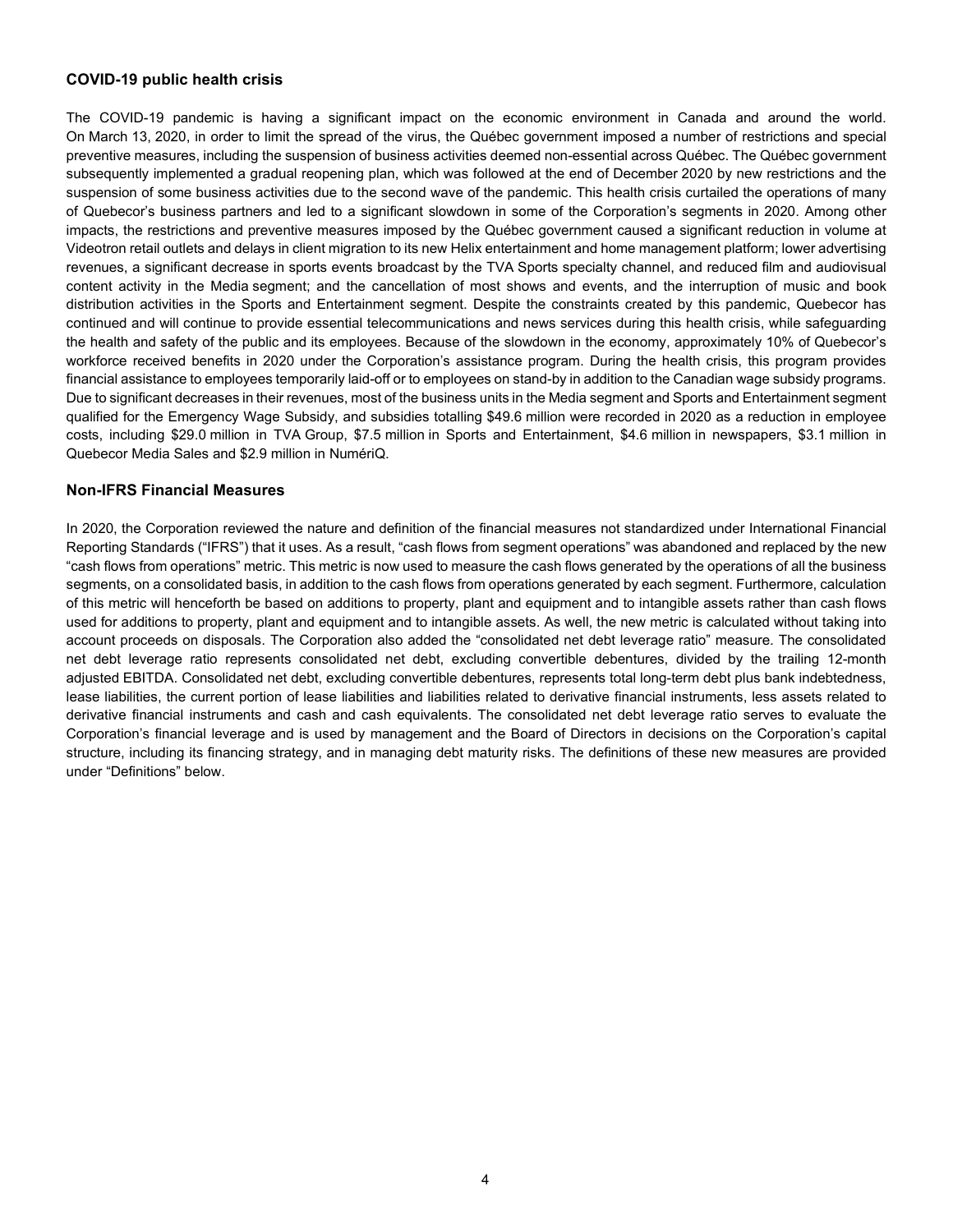### COVID-19 public health crisis

The COVID-19 pandemic is having a significant impact on the economic environment in Canada and around the world. On March 13, 2020, in order to limit the spread of the virus, the Québec government imposed a number of restrictions and special preventive measures, including the suspension of business activities deemed non-essential across Québec. The Québec government subsequently implemented a gradual reopening plan, which was followed at the end of December 2020 by new restrictions and the suspension of some business activities due to the second wave of the pandemic. This health crisis curtailed the operations of many of Quebecor's business partners and led to a significant slowdown in some of the Corporation's segments in 2020. Among other impacts, the restrictions and preventive measures imposed by the Québec government caused a significant reduction in volume at Videotron retail outlets and delays in client migration to its new Helix entertainment and home management platform; lower advertising revenues, a significant decrease in sports events broadcast by the TVA Sports specialty channel, and reduced film and audiovisual content activity in the Media segment; and the cancellation of most shows and events, and the interruption of music and book distribution activities in the Sports and Entertainment segment. Despite the constraints created by this pandemic, Quebecor has continued and will continue to provide essential telecommunications and news services during this health crisis, while safeguarding the health and safety of the public and its employees. Because of the slowdown in the economy, approximately 10% of Quebecor's workforce received benefits in 2020 under the Corporation's assistance program. During the health crisis, this program provides financial assistance to employees temporarily laid-off or to employees on stand-by in addition to the Canadian wage subsidy programs. Due to significant decreases in their revenues, most of the business units in the Media segment and Sports and Entertainment segment qualified for the Emergency Wage Subsidy, and subsidies totalling $49.6 million were recorded in 2020 as a reduction in employee costs, including $29.0 million in TVA Group, $7.5 million in Sports and Entertainment, $4.6 million in newspapers, $3.1 million in Quebecor Media Sales and $2.9 million in NumériQ.

### Non-IFRS Financial Measures

In 2020, the Corporation reviewed the nature and definition of the financial measures not standardized under International Financial Reporting Standards ("IFRS") that it uses. As a result, "cash flows from segment operations" was abandoned and replaced by the new "cash flows from operations" metric. This metric is now used to measure the cash flows generated by the operations of all the business segments, on a consolidated basis, in addition to the cash flows from operations generated by each segment. Furthermore, calculation of this metric will henceforth be based on additions to property, plant and equipment and to intangible assets rather than cash flows used for additions to property, plant and equipment and to intangible assets. As well, the new metric is calculated without taking into account proceeds on disposals. The Corporation also added the "consolidated net debt leverage ratio" measure. The consolidated net debt leverage ratio represents consolidated net debt, excluding convertible debentures, divided by the trailing 12-month adjusted EBITDA. Consolidated net debt, excluding convertible debentures, represents total long-term debt plus bank indebtedness, lease liabilities, the current portion of lease liabilities and liabilities related to derivative financial instruments, less assets related to derivative financial instruments and cash and cash equivalents. The consolidated net debt leverage ratio serves to evaluate the Corporation's financial leverage and is used by management and the Board of Directors in decisions on the Corporation's capital structure, including its financing strategy, and in managing debt maturity risks. The definitions of these new measures are provided under "Definitions" below.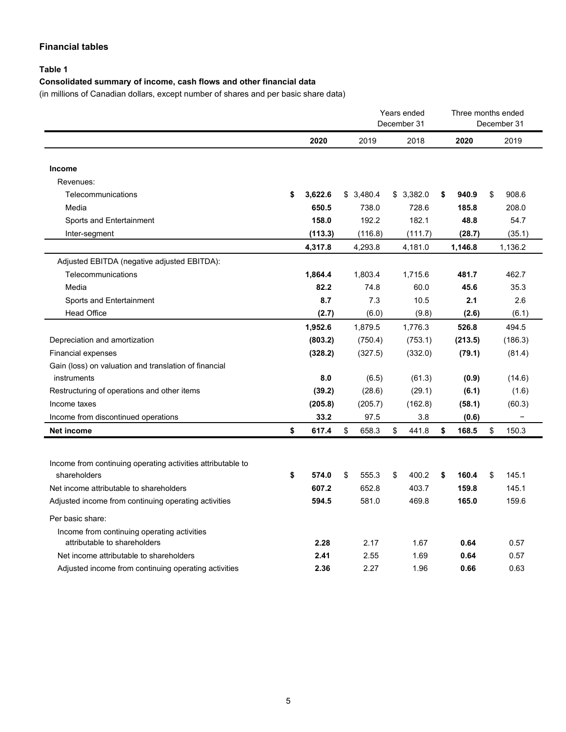## Financial tables

### Table 1

**Consolidated summary of income, cash flows and other financial data**

(in millions of Canadian dollars, except number of shares and per basic share data)

| | Years ended December 31 | | | Three months ended December 31 | |
|---|---|---|---|---|---|
| | **2020** | 2019 | 2018 | **2020** | 2019 |
| **Income** | | | | | |
| Revenues: | | | | | |
| Telecommunications | **$ 3,622.6** | $ 3,480.4 | $ 3,382.0 | **$ 940.9** | $ 908.6 |
| Media | **650.5** | 738.0 | 728.6 | **185.8** | 208.0 |
| Sports and Entertainment | **158.0** | 192.2 | 182.1 | **48.8** | 54.7 |
| Inter-segment | **(113.3)** | (116.8) | (111.7) | **(28.7)** | (35.1) |
| | **4,317.8** | 4,293.8 | 4,181.0 | **1,146.8** | 1,136.2 |
| Adjusted EBITDA (negative adjusted EBITDA): | | | | | |
| Telecommunications | **1,864.4** | 1,803.4 | 1,715.6 | **481.7** | 462.7 |
| Media | **82.2** | 74.8 | 60.0 | **45.6** | 35.3 |
| Sports and Entertainment | **8.7** | 7.3 | 10.5 | **2.1** | 2.6 |
| Head Office | **(2.7)** | (6.0) | (9.8) | **(2.6)** | (6.1) |
| | **1,952.6** | 1,879.5 | 1,776.3 | **526.8** | 494.5 |
| Depreciation and amortization | **(803.2)** | (750.4) | (753.1) | **(213.5)** | (186.3) |
| Financial expenses | **(328.2)** | (327.5) | (332.0) | **(79.1)** | (81.4) |
| Gain (loss) on valuation and translation of financial instruments | **8.0** | (6.5) | (61.3) | **(0.9)** | (14.6) |
| Restructuring of operations and other items | **(39.2)** | (28.6) | (29.1) | **(6.1)** | (1.6) |
| Income taxes | **(205.8)** | (205.7) | (162.8) | **(58.1)** | (60.3) |
| Income from discontinued operations | **33.2** | 97.5 | 3.8 | **(0.6)** | – |
| **Net income** | **$ 617.4** | $ 658.3 | $ 441.8 | **$ 168.5** | $ 150.3 |
| | | | | | |
| Income from continuing operating activities attributable to shareholders | **$ 574.0** | $ 555.3 | $ 400.2 | **$ 160.4** | $ 145.1 |
| Net income attributable to shareholders | **607.2** | 652.8 | 403.7 | **159.8** | 145.1 |
| Adjusted income from continuing operating activities | **594.5** | 581.0 | 469.8 | **165.0** | 159.6 |
| Per basic share: | | | | | |
| Income from continuing operating activities attributable to shareholders | **2.28** | 2.17 | 1.67 | **0.64** | 0.57 |
| Net income attributable to shareholders | **2.41** | 2.55 | 1.69 | **0.64** | 0.57 |
| Adjusted income from continuing operating activities | **2.36** | 2.27 | 1.96 | **0.66** | 0.63 |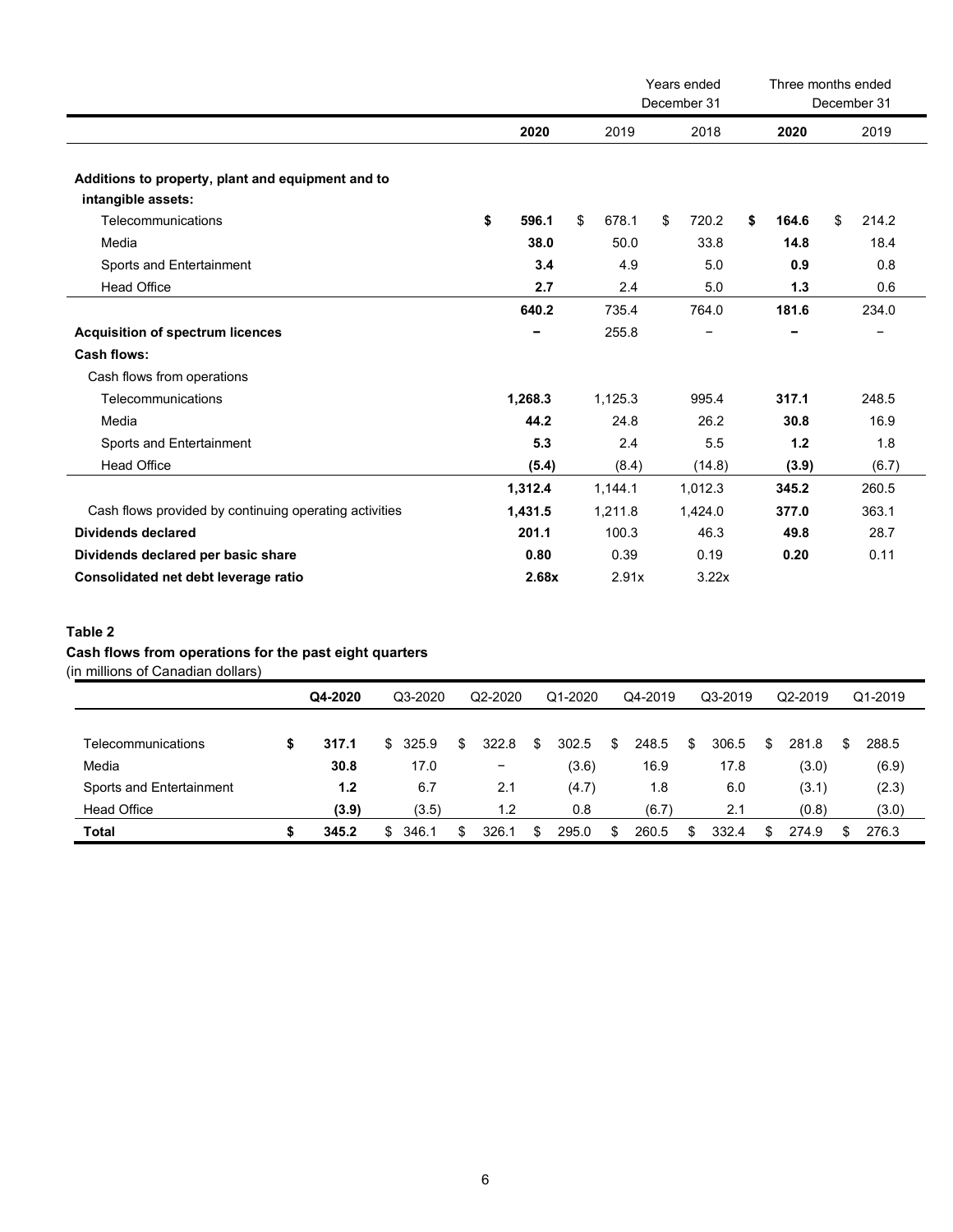| | Years ended December 31 | | | Three months ended December 31 | |
|---|---|---|---|---|---|
| | **2020** | 2019 | 2018 | **2020** | 2019 |
| **Additions to property, plant and equipment and to intangible assets:** | | | | | |
| Telecommunications | **$ 596.1** | $ 678.1 | $ 720.2 | **$ 164.6** | $ 214.2 |
| Media | **38.0** | 50.0 | 33.8 | **14.8** | 18.4 |
| Sports and Entertainment | **3.4** | 4.9 | 5.0 | **0.9** | 0.8 |
| Head Office | **2.7** | 2.4 | 5.0 | **1.3** | 0.6 |
| | **640.2** | 735.4 | 764.0 | **181.6** | 234.0 |
| **Acquisition of spectrum licences** | **–** | 255.8 | – | **–** | – |
| **Cash flows:** | | | | | |
| Cash flows from operations | | | | | |
| Telecommunications | **1,268.3** | 1,125.3 | 995.4 | **317.1** | 248.5 |
| Media | **44.2** | 24.8 | 26.2 | **30.8** | 16.9 |
| Sports and Entertainment | **5.3** | 2.4 | 5.5 | **1.2** | 1.8 |
| Head Office | **(5.4)** | (8.4) | (14.8) | **(3.9)** | (6.7) |
| | **1,312.4** | 1,144.1 | 1,012.3 | **345.2** | 260.5 |
| Cash flows provided by continuing operating activities | **1,431.5** | 1,211.8 | 1,424.0 | **377.0** | 363.1 |
| **Dividends declared** | **201.1** | 100.3 | 46.3 | **49.8** | 28.7 |
| **Dividends declared per basic share** | **0.80** | 0.39 | 0.19 | **0.20** | 0.11 |
| **Consolidated net debt leverage ratio** | **2.68x** | 2.91x | 3.22x | | |

**Table 2**

**Cash flows from operations for the past eight quarters**
(in millions of Canadian dollars)

| | **Q4-2020** | Q3-2020 | Q2-2020 | Q1-2020 | Q4-2019 | Q3-2019 | Q2-2019 | Q1-2019 |
|---|---|---|---|---|---|---|---|---|
| Telecommunications | **$ 317.1** | $ 325.9 | $ 322.8 | $ 302.5 | $ 248.5 | $ 306.5 | $ 281.8 | $ 288.5 |
| Media | **30.8** | 17.0 | – | (3.6) | 16.9 | 17.8 | (3.0) | (6.9) |
| Sports and Entertainment | **1.2** | 6.7 | 2.1 | (4.7) | 1.8 | 6.0 | (3.1) | (2.3) |
| Head Office | **(3.9)** | (3.5) | 1.2 | 0.8 | (6.7) | 2.1 | (0.8) | (3.0) |
| **Total** | **$ 345.2** | $ 346.1 | $ 326.1 | $ 295.0 | $ 260.5 | $ 332.4 | $ 274.9 | $ 276.3 |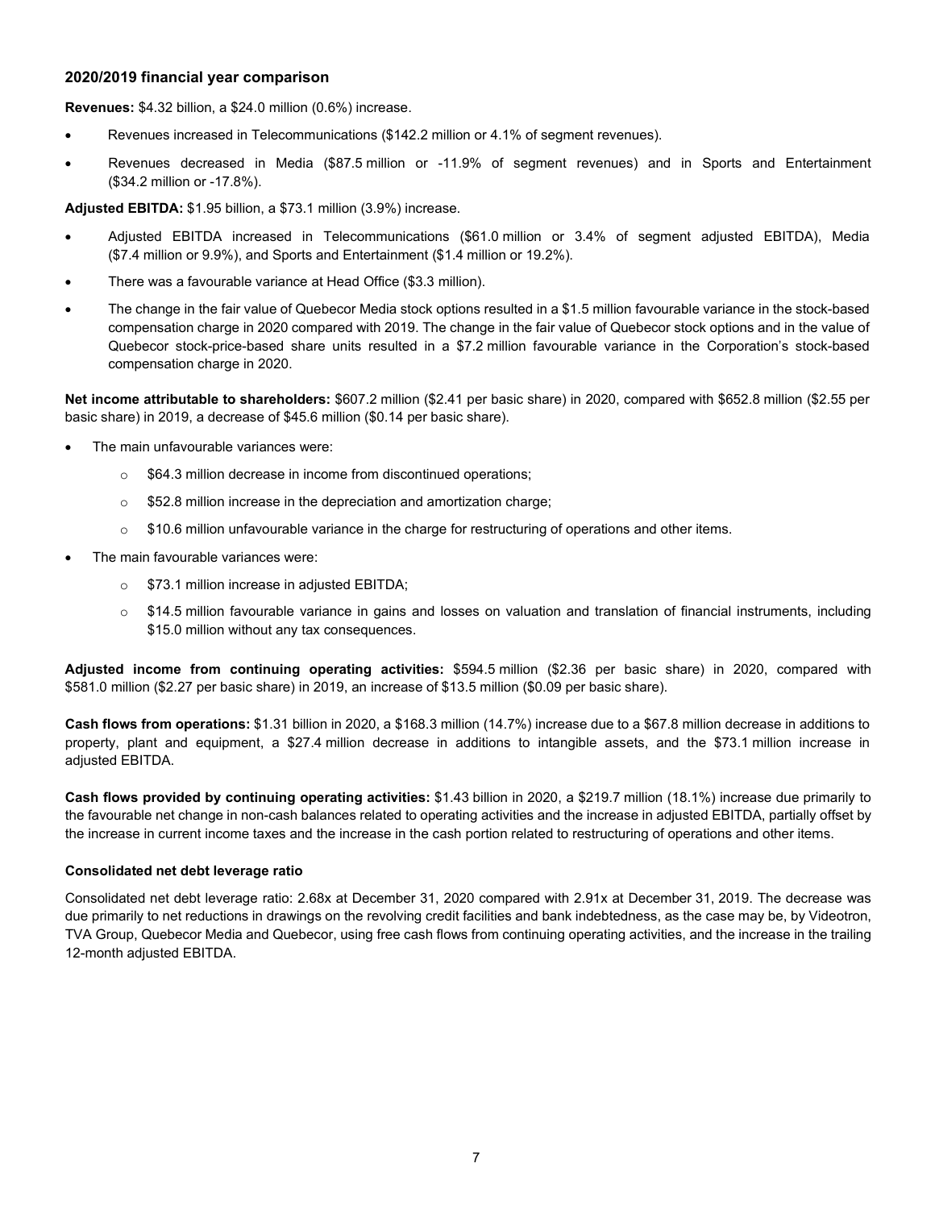## 2020/2019 financial year comparison

**Revenues:** $4.32 billion, a $24.0 million (0.6%) increase.

- Revenues increased in Telecommunications ($142.2 million or 4.1% of segment revenues).
- Revenues decreased in Media ($87.5 million or -11.9% of segment revenues) and in Sports and Entertainment ($34.2 million or -17.8%).

**Adjusted EBITDA:** $1.95 billion, a $73.1 million (3.9%) increase.

- Adjusted EBITDA increased in Telecommunications ($61.0 million or 3.4% of segment adjusted EBITDA), Media ($7.4 million or 9.9%), and Sports and Entertainment ($1.4 million or 19.2%).
- There was a favourable variance at Head Office ($3.3 million).
- The change in the fair value of Quebecor Media stock options resulted in a $1.5 million favourable variance in the stock-based compensation charge in 2020 compared with 2019. The change in the fair value of Quebecor stock options and in the value of Quebecor stock-price-based share units resulted in a $7.2 million favourable variance in the Corporation's stock-based compensation charge in 2020.

**Net income attributable to shareholders:** $607.2 million ($2.41 per basic share) in 2020, compared with $652.8 million ($2.55 per basic share) in 2019, a decrease of $45.6 million ($0.14 per basic share).

- The main unfavourable variances were:
  - $64.3 million decrease in income from discontinued operations;
  - $52.8 million increase in the depreciation and amortization charge;
  - $10.6 million unfavourable variance in the charge for restructuring of operations and other items.
- The main favourable variances were:
  - $73.1 million increase in adjusted EBITDA;
  - $14.5 million favourable variance in gains and losses on valuation and translation of financial instruments, including $15.0 million without any tax consequences.

**Adjusted income from continuing operating activities:** $594.5 million ($2.36 per basic share) in 2020, compared with $581.0 million ($2.27 per basic share) in 2019, an increase of $13.5 million ($0.09 per basic share).

**Cash flows from operations:** $1.31 billion in 2020, a $168.3 million (14.7%) increase due to a $67.8 million decrease in additions to property, plant and equipment, a $27.4 million decrease in additions to intangible assets, and the $73.1 million increase in adjusted EBITDA.

**Cash flows provided by continuing operating activities:** $1.43 billion in 2020, a $219.7 million (18.1%) increase due primarily to the favourable net change in non-cash balances related to operating activities and the increase in adjusted EBITDA, partially offset by the increase in current income taxes and the increase in the cash portion related to restructuring of operations and other items.

### Consolidated net debt leverage ratio

Consolidated net debt leverage ratio: 2.68x at December 31, 2020 compared with 2.91x at December 31, 2019. The decrease was due primarily to net reductions in drawings on the revolving credit facilities and bank indebtedness, as the case may be, by Videotron, TVA Group, Quebecor Media and Quebecor, using free cash flows from continuing operating activities, and the increase in the trailing 12-month adjusted EBITDA.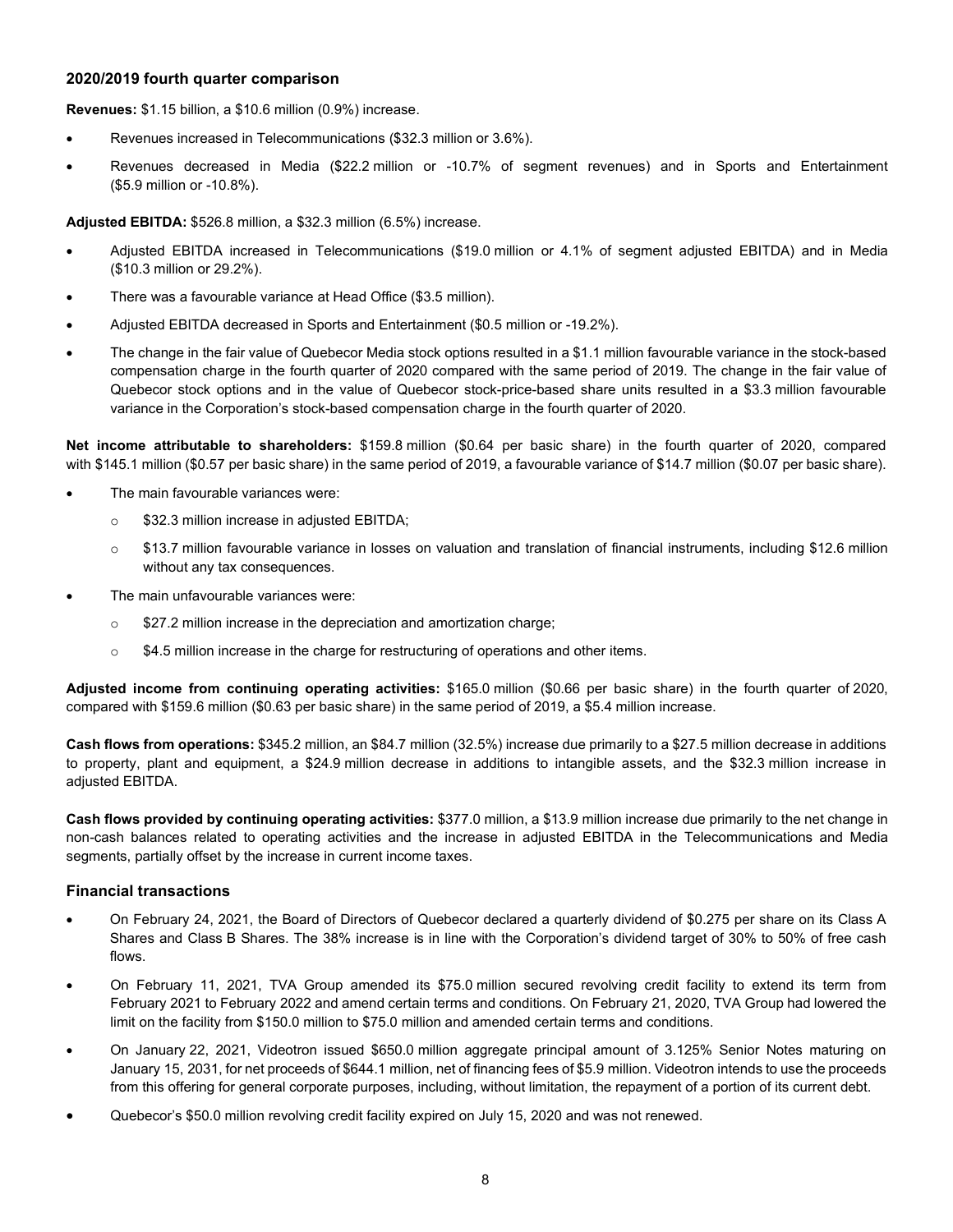### 2020/2019 fourth quarter comparison

**Revenues:** $1.15 billion, a $10.6 million (0.9%) increase.

- Revenues increased in Telecommunications ($32.3 million or 3.6%).
- Revenues decreased in Media ($22.2 million or -10.7% of segment revenues) and in Sports and Entertainment ($5.9 million or -10.8%).

**Adjusted EBITDA:** $526.8 million, a $32.3 million (6.5%) increase.

- Adjusted EBITDA increased in Telecommunications ($19.0 million or 4.1% of segment adjusted EBITDA) and in Media ($10.3 million or 29.2%).
- There was a favourable variance at Head Office ($3.5 million).
- Adjusted EBITDA decreased in Sports and Entertainment ($0.5 million or -19.2%).
- The change in the fair value of Quebecor Media stock options resulted in a $1.1 million favourable variance in the stock-based compensation charge in the fourth quarter of 2020 compared with the same period of 2019. The change in the fair value of Quebecor stock options and in the value of Quebecor stock-price-based share units resulted in a $3.3 million favourable variance in the Corporation's stock-based compensation charge in the fourth quarter of 2020.

**Net income attributable to shareholders:** $159.8 million ($0.64 per basic share) in the fourth quarter of 2020, compared with $145.1 million ($0.57 per basic share) in the same period of 2019, a favourable variance of $14.7 million ($0.07 per basic share).

- The main favourable variances were:
  - $32.3 million increase in adjusted EBITDA;
  - $13.7 million favourable variance in losses on valuation and translation of financial instruments, including $12.6 million without any tax consequences.
- The main unfavourable variances were:
  - $27.2 million increase in the depreciation and amortization charge;
  - $4.5 million increase in the charge for restructuring of operations and other items.

**Adjusted income from continuing operating activities:** $165.0 million ($0.66 per basic share) in the fourth quarter of 2020, compared with $159.6 million ($0.63 per basic share) in the same period of 2019, a $5.4 million increase.

**Cash flows from operations:** $345.2 million, an $84.7 million (32.5%) increase due primarily to a $27.5 million decrease in additions to property, plant and equipment, a $24.9 million decrease in additions to intangible assets, and the $32.3 million increase in adjusted EBITDA.

**Cash flows provided by continuing operating activities:** $377.0 million, a $13.9 million increase due primarily to the net change in non-cash balances related to operating activities and the increase in adjusted EBITDA in the Telecommunications and Media segments, partially offset by the increase in current income taxes.

## Financial transactions

- On February 24, 2021, the Board of Directors of Quebecor declared a quarterly dividend of $0.275 per share on its Class A Shares and Class B Shares. The 38% increase is in line with the Corporation's dividend target of 30% to 50% of free cash flows.
- On February 11, 2021, TVA Group amended its $75.0 million secured revolving credit facility to extend its term from February 2021 to February 2022 and amend certain terms and conditions. On February 21, 2020, TVA Group had lowered the limit on the facility from $150.0 million to $75.0 million and amended certain terms and conditions.
- On January 22, 2021, Videotron issued $650.0 million aggregate principal amount of 3.125% Senior Notes maturing on January 15, 2031, for net proceeds of $644.1 million, net of financing fees of $5.9 million. Videotron intends to use the proceeds from this offering for general corporate purposes, including, without limitation, the repayment of a portion of its current debt.
- Quebecor's $50.0 million revolving credit facility expired on July 15, 2020 and was not renewed.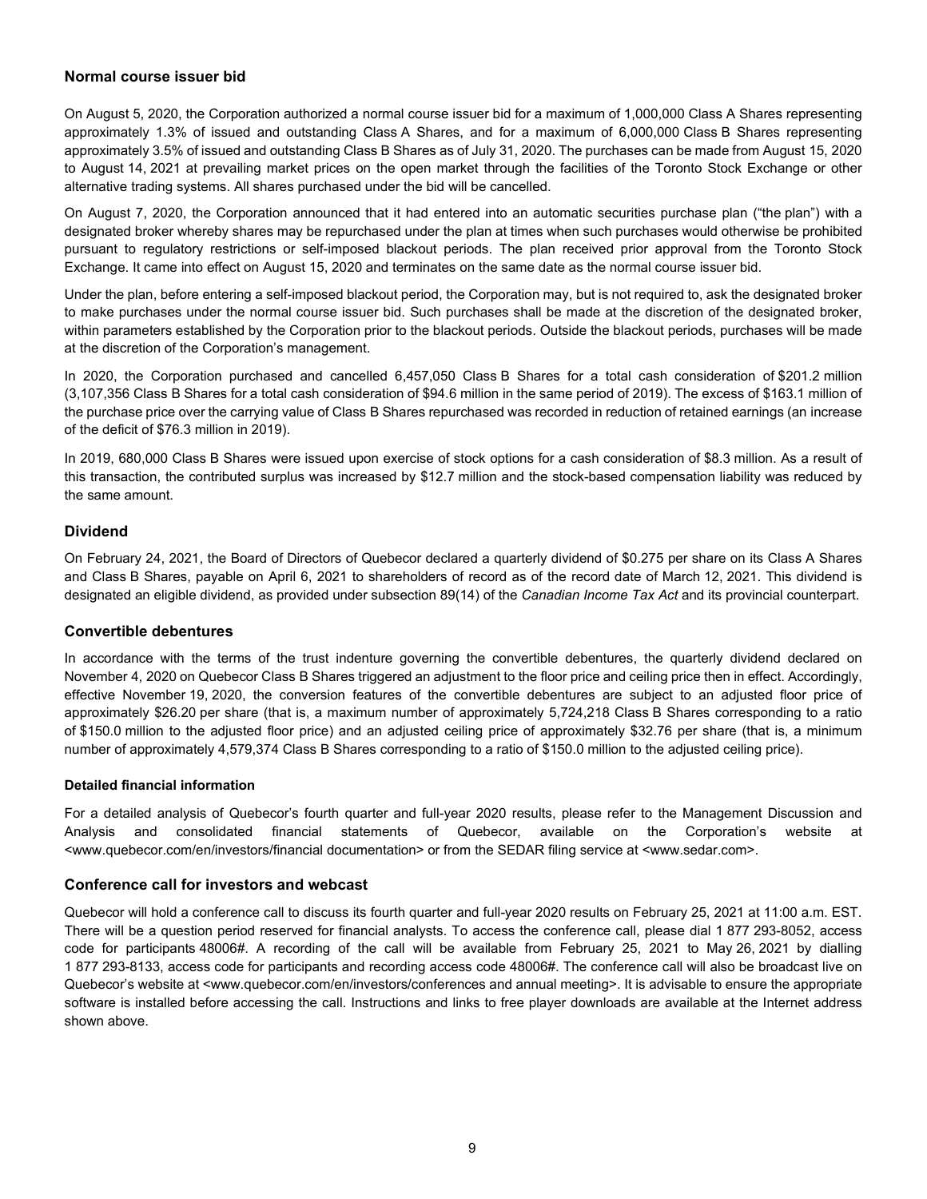## Normal course issuer bid

On August 5, 2020, the Corporation authorized a normal course issuer bid for a maximum of 1,000,000 Class A Shares representing approximately 1.3% of issued and outstanding Class A Shares, and for a maximum of 6,000,000 Class B Shares representing approximately 3.5% of issued and outstanding Class B Shares as of July 31, 2020. The purchases can be made from August 15, 2020 to August 14, 2021 at prevailing market prices on the open market through the facilities of the Toronto Stock Exchange or other alternative trading systems. All shares purchased under the bid will be cancelled.

On August 7, 2020, the Corporation announced that it had entered into an automatic securities purchase plan ("the plan") with a designated broker whereby shares may be repurchased under the plan at times when such purchases would otherwise be prohibited pursuant to regulatory restrictions or self-imposed blackout periods. The plan received prior approval from the Toronto Stock Exchange. It came into effect on August 15, 2020 and terminates on the same date as the normal course issuer bid.

Under the plan, before entering a self-imposed blackout period, the Corporation may, but is not required to, ask the designated broker to make purchases under the normal course issuer bid. Such purchases shall be made at the discretion of the designated broker, within parameters established by the Corporation prior to the blackout periods. Outside the blackout periods, purchases will be made at the discretion of the Corporation's management.

In 2020, the Corporation purchased and cancelled 6,457,050 Class B Shares for a total cash consideration of $201.2 million (3,107,356 Class B Shares for a total cash consideration of $94.6 million in the same period of 2019). The excess of $163.1 million of the purchase price over the carrying value of Class B Shares repurchased was recorded in reduction of retained earnings (an increase of the deficit of $76.3 million in 2019).

In 2019, 680,000 Class B Shares were issued upon exercise of stock options for a cash consideration of $8.3 million. As a result of this transaction, the contributed surplus was increased by $12.7 million and the stock-based compensation liability was reduced by the same amount.

## Dividend

On February 24, 2021, the Board of Directors of Quebecor declared a quarterly dividend of $0.275 per share on its Class A Shares and Class B Shares, payable on April 6, 2021 to shareholders of record as of the record date of March 12, 2021. This dividend is designated an eligible dividend, as provided under subsection 89(14) of the *Canadian Income Tax Act* and its provincial counterpart.

## Convertible debentures

In accordance with the terms of the trust indenture governing the convertible debentures, the quarterly dividend declared on November 4, 2020 on Quebecor Class B Shares triggered an adjustment to the floor price and ceiling price then in effect. Accordingly, effective November 19, 2020, the conversion features of the convertible debentures are subject to an adjusted floor price of approximately $26.20 per share (that is, a maximum number of approximately 5,724,218 Class B Shares corresponding to a ratio of $150.0 million to the adjusted floor price) and an adjusted ceiling price of approximately $32.76 per share (that is, a minimum number of approximately 4,579,374 Class B Shares corresponding to a ratio of $150.0 million to the adjusted ceiling price).

#### Detailed financial information

For a detailed analysis of Quebecor's fourth quarter and full-year 2020 results, please refer to the Management Discussion and Analysis and consolidated financial statements of Quebecor, available on the Corporation's website at <www.quebecor.com/en/investors/financial documentation> or from the SEDAR filing service at <www.sedar.com>.

## Conference call for investors and webcast

Quebecor will hold a conference call to discuss its fourth quarter and full-year 2020 results on February 25, 2021 at 11:00 a.m. EST. There will be a question period reserved for financial analysts. To access the conference call, please dial 1 877 293-8052, access code for participants 48006#. A recording of the call will be available from February 25, 2021 to May 26, 2021 by dialling 1 877 293-8133, access code for participants and recording access code 48006#. The conference call will also be broadcast live on Quebecor's website at <www.quebecor.com/en/investors/conferences and annual meeting>. It is advisable to ensure the appropriate software is installed before accessing the call. Instructions and links to free player downloads are available at the Internet address shown above.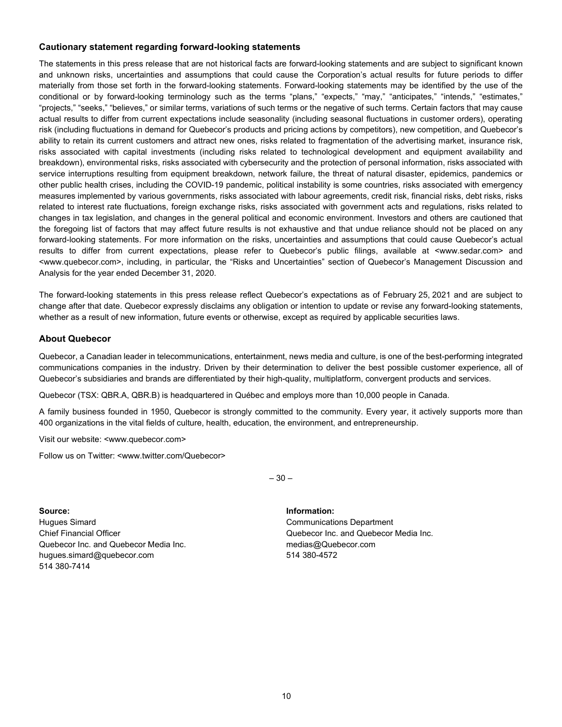### Cautionary statement regarding forward-looking statements

The statements in this press release that are not historical facts are forward-looking statements and are subject to significant known and unknown risks, uncertainties and assumptions that could cause the Corporation's actual results for future periods to differ materially from those set forth in the forward-looking statements. Forward-looking statements may be identified by the use of the conditional or by forward-looking terminology such as the terms "plans," "expects," "may," "anticipates," "intends," "estimates," "projects," "seeks," "believes," or similar terms, variations of such terms or the negative of such terms. Certain factors that may cause actual results to differ from current expectations include seasonality (including seasonal fluctuations in customer orders), operating risk (including fluctuations in demand for Quebecor's products and pricing actions by competitors), new competition, and Quebecor's ability to retain its current customers and attract new ones, risks related to fragmentation of the advertising market, insurance risk, risks associated with capital investments (including risks related to technological development and equipment availability and breakdown), environmental risks, risks associated with cybersecurity and the protection of personal information, risks associated with service interruptions resulting from equipment breakdown, network failure, the threat of natural disaster, epidemics, pandemics or other public health crises, including the COVID-19 pandemic, political instability is some countries, risks associated with emergency measures implemented by various governments, risks associated with labour agreements, credit risk, financial risks, debt risks, risks related to interest rate fluctuations, foreign exchange risks, risks associated with government acts and regulations, risks related to changes in tax legislation, and changes in the general political and economic environment. Investors and others are cautioned that the foregoing list of factors that may affect future results is not exhaustive and that undue reliance should not be placed on any forward-looking statements. For more information on the risks, uncertainties and assumptions that could cause Quebecor's actual results to differ from current expectations, please refer to Quebecor's public filings, available at <www.sedar.com> and <www.quebecor.com>, including, in particular, the "Risks and Uncertainties" section of Quebecor's Management Discussion and Analysis for the year ended December 31, 2020.

The forward-looking statements in this press release reflect Quebecor's expectations as of February 25, 2021 and are subject to change after that date. Quebecor expressly disclaims any obligation or intention to update or revise any forward-looking statements, whether as a result of new information, future events or otherwise, except as required by applicable securities laws.

### About Quebecor

Quebecor, a Canadian leader in telecommunications, entertainment, news media and culture, is one of the best-performing integrated communications companies in the industry. Driven by their determination to deliver the best possible customer experience, all of Quebecor's subsidiaries and brands are differentiated by their high-quality, multiplatform, convergent products and services.

Quebecor (TSX: QBR.A, QBR.B) is headquartered in Québec and employs more than 10,000 people in Canada.

A family business founded in 1950, Quebecor is strongly committed to the community. Every year, it actively supports more than 400 organizations in the vital fields of culture, health, education, the environment, and entrepreneurship.

Visit our website: <www.quebecor.com>

Follow us on Twitter: <www.twitter.com/Quebecor>

– 30 –

**Source:**
Hugues Simard
Chief Financial Officer
Quebecor Inc. and Quebecor Media Inc.
hugues.simard@quebecor.com
514 380-7414

**Information:**
Communications Department
Quebecor Inc. and Quebecor Media Inc.
medias@Quebecor.com
514 380-4572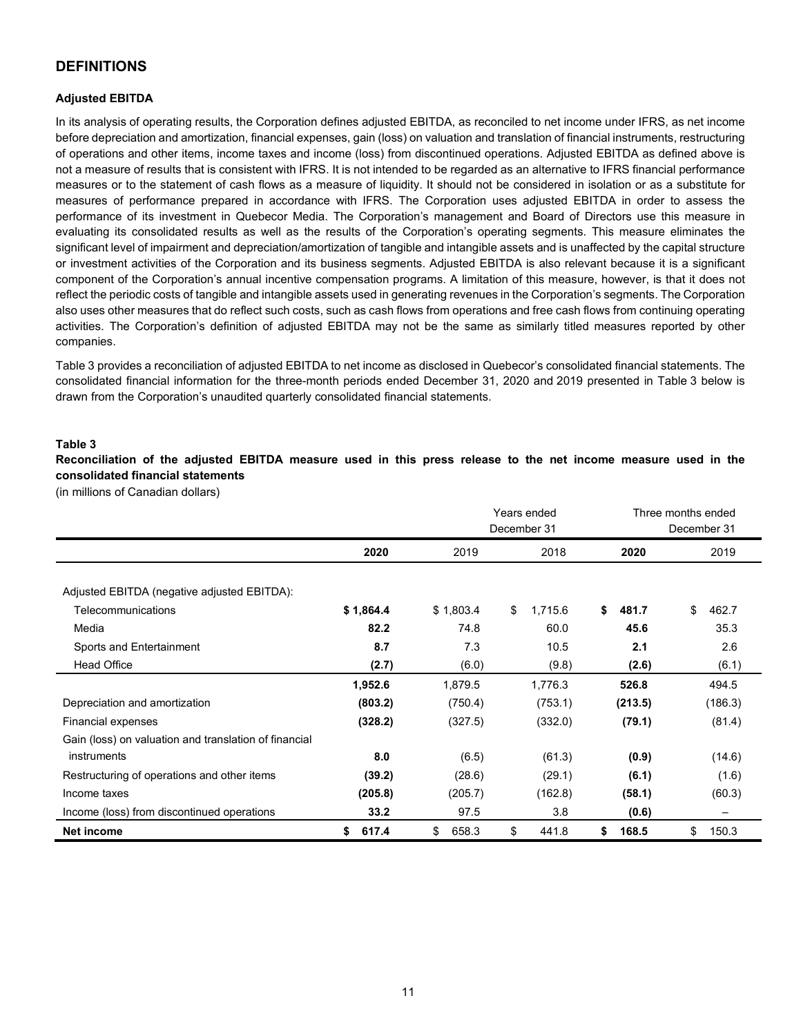## DEFINITIONS

### Adjusted EBITDA

In its analysis of operating results, the Corporation defines adjusted EBITDA, as reconciled to net income under IFRS, as net income before depreciation and amortization, financial expenses, gain (loss) on valuation and translation of financial instruments, restructuring of operations and other items, income taxes and income (loss) from discontinued operations. Adjusted EBITDA as defined above is not a measure of results that is consistent with IFRS. It is not intended to be regarded as an alternative to IFRS financial performance measures or to the statement of cash flows as a measure of liquidity. It should not be considered in isolation or as a substitute for measures of performance prepared in accordance with IFRS. The Corporation uses adjusted EBITDA in order to assess the performance of its investment in Quebecor Media. The Corporation's management and Board of Directors use this measure in evaluating its consolidated results as well as the results of the Corporation's operating segments. This measure eliminates the significant level of impairment and depreciation/amortization of tangible and intangible assets and is unaffected by the capital structure or investment activities of the Corporation and its business segments. Adjusted EBITDA is also relevant because it is a significant component of the Corporation's annual incentive compensation programs. A limitation of this measure, however, is that it does not reflect the periodic costs of tangible and intangible assets used in generating revenues in the Corporation's segments. The Corporation also uses other measures that do reflect such costs, such as cash flows from operations and free cash flows from continuing operating activities. The Corporation's definition of adjusted EBITDA may not be the same as similarly titled measures reported by other companies.

Table 3 provides a reconciliation of adjusted EBITDA to net income as disclosed in Quebecor's consolidated financial statements. The consolidated financial information for the three-month periods ended December 31, 2020 and 2019 presented in Table 3 below is drawn from the Corporation's unaudited quarterly consolidated financial statements.

**Table 3**
**Reconciliation of the adjusted EBITDA measure used in this press release to the net income measure used in the consolidated financial statements**
(in millions of Canadian dollars)

| | Years ended December 31 | | | Three months ended December 31 | |
|---|---|---|---|---|---|
| | **2020** | 2019 | 2018 | **2020** | 2019 |
| Adjusted EBITDA (negative adjusted EBITDA): | | | | | |
| Telecommunications | **$ 1,864.4** | $ 1,803.4 | $ 1,715.6 | **$ 481.7** | $ 462.7 |
| Media | **82.2** | 74.8 | 60.0 | **45.6** | 35.3 |
| Sports and Entertainment | **8.7** | 7.3 | 10.5 | **2.1** | 2.6 |
| Head Office | **(2.7)** | (6.0) | (9.8) | **(2.6)** | (6.1) |
| | **1,952.6** | 1,879.5 | 1,776.3 | **526.8** | 494.5 |
| Depreciation and amortization | **(803.2)** | (750.4) | (753.1) | **(213.5)** | (186.3) |
| Financial expenses | **(328.2)** | (327.5) | (332.0) | **(79.1)** | (81.4) |
| Gain (loss) on valuation and translation of financial instruments | **8.0** | (6.5) | (61.3) | **(0.9)** | (14.6) |
| Restructuring of operations and other items | **(39.2)** | (28.6) | (29.1) | **(6.1)** | (1.6) |
| Income taxes | **(205.8)** | (205.7) | (162.8) | **(58.1)** | (60.3) |
| Income (loss) from discontinued operations | **33.2** | 97.5 | 3.8 | **(0.6)** | – |
| **Net income** | **$ 617.4** | $ 658.3 | $ 441.8 | **$ 168.5** | $ 150.3 |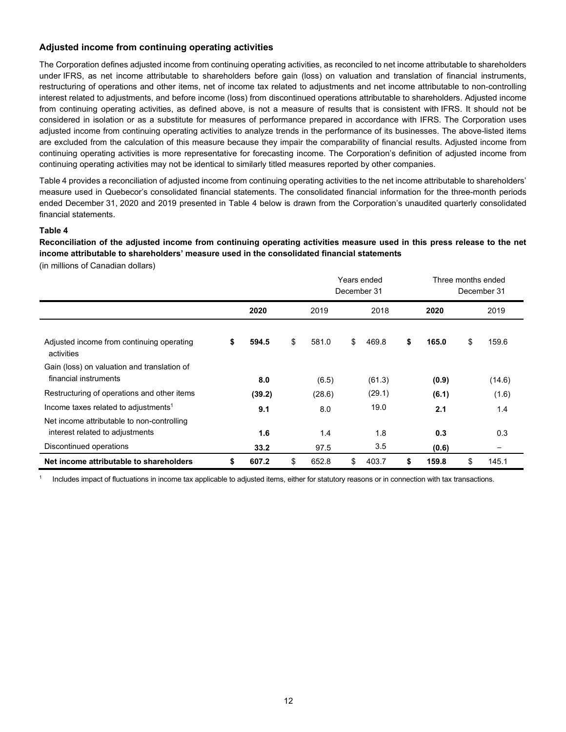### Adjusted income from continuing operating activities

The Corporation defines adjusted income from continuing operating activities, as reconciled to net income attributable to shareholders under IFRS, as net income attributable to shareholders before gain (loss) on valuation and translation of financial instruments, restructuring of operations and other items, net of income tax related to adjustments and net income attributable to non-controlling interest related to adjustments, and before income (loss) from discontinued operations attributable to shareholders. Adjusted income from continuing operating activities, as defined above, is not a measure of results that is consistent with IFRS. It should not be considered in isolation or as a substitute for measures of performance prepared in accordance with IFRS. The Corporation uses adjusted income from continuing operating activities to analyze trends in the performance of its businesses. The above-listed items are excluded from the calculation of this measure because they impair the comparability of financial results. Adjusted income from continuing operating activities is more representative for forecasting income. The Corporation's definition of adjusted income from continuing operating activities may not be identical to similarly titled measures reported by other companies.

Table 4 provides a reconciliation of adjusted income from continuing operating activities to the net income attributable to shareholders' measure used in Quebecor's consolidated financial statements. The consolidated financial information for the three-month periods ended December 31, 2020 and 2019 presented in Table 4 below is drawn from the Corporation's unaudited quarterly consolidated financial statements.

**Table 4**

**Reconciliation of the adjusted income from continuing operating activities measure used in this press release to the net income attributable to shareholders' measure used in the consolidated financial statements**

(in millions of Canadian dollars)

| | Years ended December 31 | | | Three months ended December 31 | |
|---|---|---|---|---|---|
| | **2020** | 2019 | 2018 | **2020** | 2019 |
| Adjusted income from continuing operating activities | **$ 594.5** | $ 581.0 | $ 469.8 | **$ 165.0** | $ 159.6 |
| Gain (loss) on valuation and translation of financial instruments | **8.0** | (6.5) | (61.3) | **(0.9)** | (14.6) |
| Restructuring of operations and other items | **(39.2)** | (28.6) | (29.1) | **(6.1)** | (1.6) |
| Income taxes related to adjustments[1] | **9.1** | 8.0 | 19.0 | **2.1** | 1.4 |
| Net income attributable to non-controlling interest related to adjustments | **1.6** | 1.4 | 1.8 | **0.3** | 0.3 |
| Discontinued operations | **33.2** | 97.5 | 3.5 | **(0.6)** | – |
| **Net income attributable to shareholders** | **$ 607.2** | $ 652.8 | $ 403.7 | **$ 159.8** | $ 145.1 |

[1] Includes impact of fluctuations in income tax applicable to adjusted items, either for statutory reasons or in connection with tax transactions.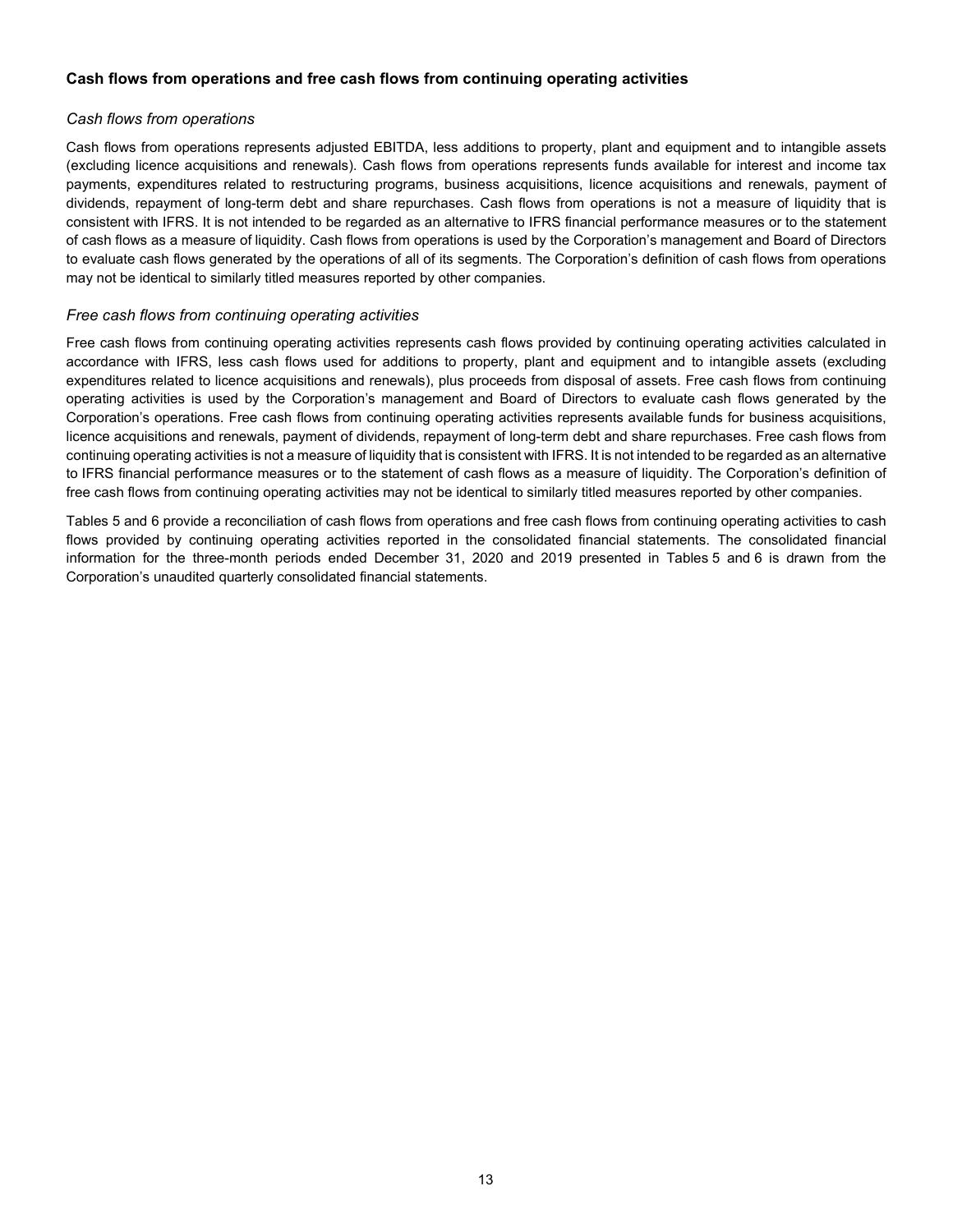### Cash flows from operations and free cash flows from continuing operating activities

*Cash flows from operations*

Cash flows from operations represents adjusted EBITDA, less additions to property, plant and equipment and to intangible assets (excluding licence acquisitions and renewals). Cash flows from operations represents funds available for interest and income tax payments, expenditures related to restructuring programs, business acquisitions, licence acquisitions and renewals, payment of dividends, repayment of long-term debt and share repurchases. Cash flows from operations is not a measure of liquidity that is consistent with IFRS. It is not intended to be regarded as an alternative to IFRS financial performance measures or to the statement of cash flows as a measure of liquidity. Cash flows from operations is used by the Corporation's management and Board of Directors to evaluate cash flows generated by the operations of all of its segments. The Corporation's definition of cash flows from operations may not be identical to similarly titled measures reported by other companies.

*Free cash flows from continuing operating activities*

Free cash flows from continuing operating activities represents cash flows provided by continuing operating activities calculated in accordance with IFRS, less cash flows used for additions to property, plant and equipment and to intangible assets (excluding expenditures related to licence acquisitions and renewals), plus proceeds from disposal of assets. Free cash flows from continuing operating activities is used by the Corporation's management and Board of Directors to evaluate cash flows generated by the Corporation's operations. Free cash flows from continuing operating activities represents available funds for business acquisitions, licence acquisitions and renewals, payment of dividends, repayment of long-term debt and share repurchases. Free cash flows from continuing operating activities is not a measure of liquidity that is consistent with IFRS. It is not intended to be regarded as an alternative to IFRS financial performance measures or to the statement of cash flows as a measure of liquidity. The Corporation's definition of free cash flows from continuing operating activities may not be identical to similarly titled measures reported by other companies.

Tables 5 and 6 provide a reconciliation of cash flows from operations and free cash flows from continuing operating activities to cash flows provided by continuing operating activities reported in the consolidated financial statements. The consolidated financial information for the three-month periods ended December 31, 2020 and 2019 presented in Tables 5 and 6 is drawn from the Corporation's unaudited quarterly consolidated financial statements.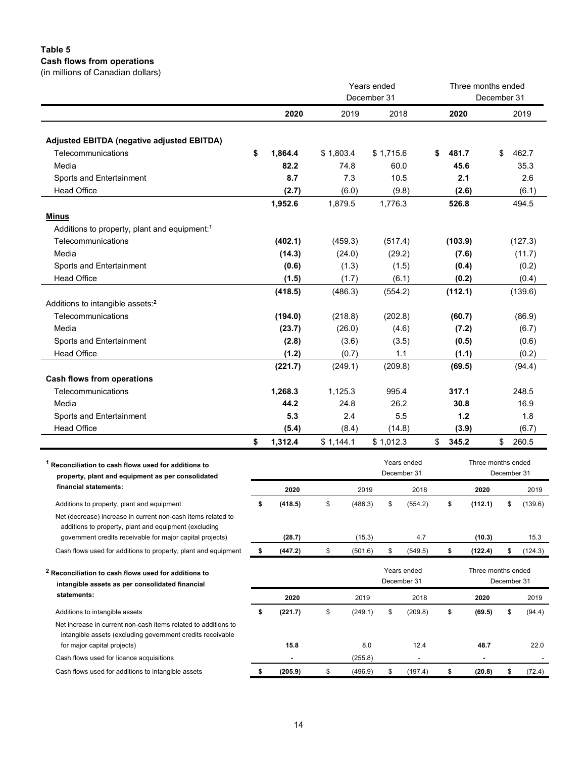**Table 5**
**Cash flows from operations**
(in millions of Canadian dollars)

| | Years ended December 31 | | | Three months ended December 31 | |
|---|---|---|---|---|---|
| | **2020** | 2019 | 2018 | **2020** | 2019 |
| **Adjusted EBITDA (negative adjusted EBITDA)** | | | | | |
| Telecommunications | **$ 1,864.4** | $ 1,803.4 | $ 1,715.6 | **$ 481.7** | $ 462.7 |
| Media | **82.2** | 74.8 | 60.0 | **45.6** | 35.3 |
| Sports and Entertainment | **8.7** | 7.3 | 10.5 | **2.1** | 2.6 |
| Head Office | **(2.7)** | (6.0) | (9.8) | **(2.6)** | (6.1) |
| | **1,952.6** | 1,879.5 | 1,776.3 | **526.8** | 494.5 |
| **Minus** | | | | | |
| Additions to property, plant and equipment:[1] | | | | | |
| Telecommunications | **(402.1)** | (459.3) | (517.4) | **(103.9)** | (127.3) |
| Media | **(14.3)** | (24.0) | (29.2) | **(7.6)** | (11.7) |
| Sports and Entertainment | **(0.6)** | (1.3) | (1.5) | **(0.4)** | (0.2) |
| Head Office | **(1.5)** | (1.7) | (6.1) | **(0.2)** | (0.4) |
| | **(418.5)** | (486.3) | (554.2) | **(112.1)** | (139.6) |
| Additions to intangible assets:[2] | | | | | |
| Telecommunications | **(194.0)** | (218.8) | (202.8) | **(60.7)** | (86.9) |
| Media | **(23.7)** | (26.0) | (4.6) | **(7.2)** | (6.7) |
| Sports and Entertainment | **(2.8)** | (3.6) | (3.5) | **(0.5)** | (0.6) |
| Head Office | **(1.2)** | (0.7) | 1.1 | **(1.1)** | (0.2) |
| | **(221.7)** | (249.1) | (209.8) | **(69.5)** | (94.4) |
| **Cash flows from operations** | | | | | |
| Telecommunications | **1,268.3** | 1,125.3 | 995.4 | **317.1** | 248.5 |
| Media | **44.2** | 24.8 | 26.2 | **30.8** | 16.9 |
| Sports and Entertainment | **5.3** | 2.4 | 5.5 | **1.2** | 1.8 |
| Head Office | **(5.4)** | (8.4) | (14.8) | **(3.9)** | (6.7) |
| | **$ 1,312.4** | $ 1,144.1 | $ 1,012.3 | **$ 345.2** | $ 260.5 |

[1] **Reconciliation to cash flows used for additions to property, plant and equipment as per consolidated financial statements:**

| | Years ended December 31 | | | Three months ended December 31 | |
|---|---|---|---|---|---|
| | **2020** | 2019 | 2018 | **2020** | 2019 |
| Additions to property, plant and equipment | **$ (418.5)** | $ (486.3) | $ (554.2) | **$ (112.1)** | $ (139.6) |
| Net (decrease) increase in current non-cash items related to additions to property, plant and equipment (excluding government credits receivable for major capital projects) | **(28.7)** | (15.3) | 4.7 | **(10.3)** | 15.3 |
| Cash flows used for additions to property, plant and equipment | **$ (447.2)** | $ (501.6) | $ (549.5) | **$ (122.4)** | $ (124.3) |

[2] **Reconciliation to cash flows used for additions to intangible assets as per consolidated financial statements:**

| | Years ended December 31 | | | Three months ended December 31 | |
|---|---|---|---|---|---|
| | **2020** | 2019 | 2018 | **2020** | 2019 |
| Additions to intangible assets | **$ (221.7)** | $ (249.1) | $ (209.8) | **$ (69.5)** | $ (94.4) |
| Net increase in current non-cash items related to additions to intangible assets (excluding government credits receivable for major capital projects) | **15.8** | 8.0 | 12.4 | **48.7** | 22.0 |
| Cash flows used for licence acquisitions | **-** | (255.8) | - | **-** | - |
| Cash flows used for additions to intangible assets | **$ (205.9)** | $ (496.9) | $ (197.4) | **$ (20.8)** | $ (72.4) |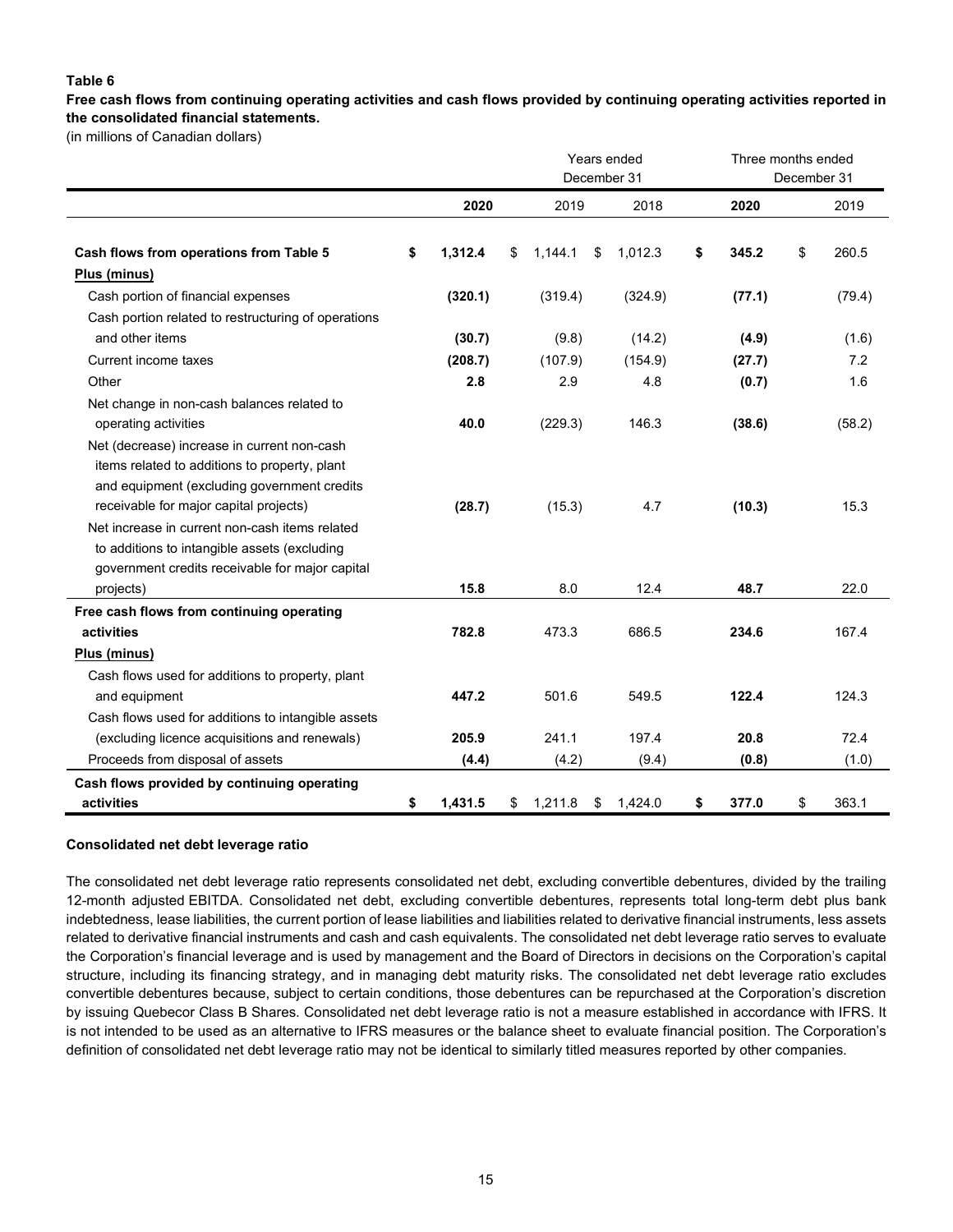**Table 6**

**Free cash flows from continuing operating activities and cash flows provided by continuing operating activities reported in the consolidated financial statements.**

(in millions of Canadian dollars)

| | Years ended December 31 | | | Three months ended December 31 | |
|---|---|---|---|---|---|
| | **2020** | 2019 | 2018 | **2020** | 2019 |
| **Cash flows from operations from Table 5** | **$ 1,312.4** | $ 1,144.1 | $ 1,012.3 | **$ 345.2** | $ 260.5 |
| **Plus (minus)** | | | | | |
| Cash portion of financial expenses | **(320.1)** | (319.4) | (324.9) | **(77.1)** | (79.4) |
| Cash portion related to restructuring of operations and other items | **(30.7)** | (9.8) | (14.2) | **(4.9)** | (1.6) |
| Current income taxes | **(208.7)** | (107.9) | (154.9) | **(27.7)** | 7.2 |
| Other | **2.8** | 2.9 | 4.8 | **(0.7)** | 1.6 |
| Net change in non-cash balances related to operating activities | **40.0** | (229.3) | 146.3 | **(38.6)** | (58.2) |
| Net (decrease) increase in current non-cash items related to additions to property, plant and equipment (excluding government credits receivable for major capital projects) | **(28.7)** | (15.3) | 4.7 | **(10.3)** | 15.3 |
| Net increase in current non-cash items related to additions to intangible assets (excluding government credits receivable for major capital projects) | **15.8** | 8.0 | 12.4 | **48.7** | 22.0 |
| **Free cash flows from continuing operating activities** | **782.8** | 473.3 | 686.5 | **234.6** | 167.4 |
| **Plus (minus)** | | | | | |
| Cash flows used for additions to property, plant and equipment | **447.2** | 501.6 | 549.5 | **122.4** | 124.3 |
| Cash flows used for additions to intangible assets (excluding licence acquisitions and renewals) | **205.9** | 241.1 | 197.4 | **20.8** | 72.4 |
| Proceeds from disposal of assets | **(4.4)** | (4.2) | (9.4) | **(0.8)** | (1.0) |
| **Cash flows provided by continuing operating activities** | **$ 1,431.5** | $ 1,211.8 | $ 1,424.0 | **$ 377.0** | $ 363.1 |

**Consolidated net debt leverage ratio**

The consolidated net debt leverage ratio represents consolidated net debt, excluding convertible debentures, divided by the trailing 12-month adjusted EBITDA. Consolidated net debt, excluding convertible debentures, represents total long-term debt plus bank indebtedness, lease liabilities, the current portion of lease liabilities and liabilities related to derivative financial instruments, less assets related to derivative financial instruments and cash and cash equivalents. The consolidated net debt leverage ratio serves to evaluate the Corporation's financial leverage and is used by management and the Board of Directors in decisions on the Corporation's capital structure, including its financing strategy, and in managing debt maturity risks. The consolidated net debt leverage ratio excludes convertible debentures because, subject to certain conditions, those debentures can be repurchased at the Corporation's discretion by issuing Quebecor Class B Shares. Consolidated net debt leverage ratio is not a measure established in accordance with IFRS. It is not intended to be used as an alternative to IFRS measures or the balance sheet to evaluate financial position. The Corporation's definition of consolidated net debt leverage ratio may not be identical to similarly titled measures reported by other companies.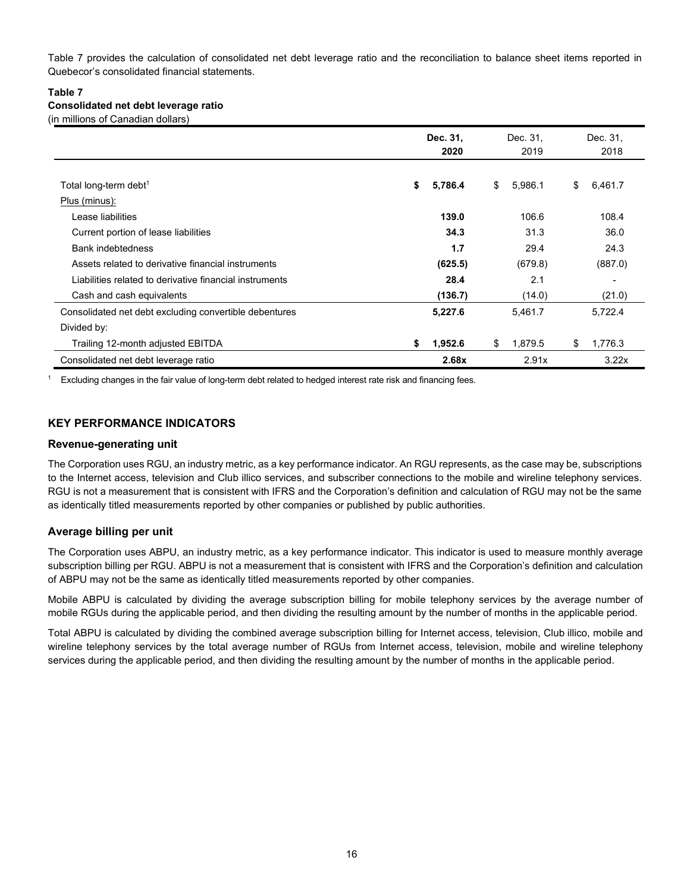Table 7 provides the calculation of consolidated net debt leverage ratio and the reconciliation to balance sheet items reported in Quebecor's consolidated financial statements.

**Table 7**
**Consolidated net debt leverage ratio**
(in millions of Canadian dollars)

| | **Dec. 31, 2020** | Dec. 31, 2019 | Dec. 31, 2018 |
|---|---|---|---|
| Total long-term debt[1] | **$ 5,786.4** | $ 5,986.1 | $ 6,461.7 |
| Plus (minus): | | | |
| Lease liabilities | **139.0** | 106.6 | 108.4 |
| Current portion of lease liabilities | **34.3** | 31.3 | 36.0 |
| Bank indebtedness | **1.7** | 29.4 | 24.3 |
| Assets related to derivative financial instruments | **(625.5)** | (679.8) | (887.0) |
| Liabilities related to derivative financial instruments | **28.4** | 2.1 | - |
| Cash and cash equivalents | **(136.7)** | (14.0) | (21.0) |
| Consolidated net debt excluding convertible debentures | **5,227.6** | 5,461.7 | 5,722.4 |
| Divided by: | | | |
| Trailing 12-month adjusted EBITDA | **$ 1,952.6** | $ 1,879.5 | $ 1,776.3 |
| Consolidated net debt leverage ratio | **2.68x** | 2.91x | 3.22x |

[1] Excluding changes in the fair value of long-term debt related to hedged interest rate risk and financing fees.

## KEY PERFORMANCE INDICATORS

### Revenue-generating unit

The Corporation uses RGU, an industry metric, as a key performance indicator. An RGU represents, as the case may be, subscriptions to the Internet access, television and Club illico services, and subscriber connections to the mobile and wireline telephony services. RGU is not a measurement that is consistent with IFRS and the Corporation's definition and calculation of RGU may not be the same as identically titled measurements reported by other companies or published by public authorities.

### Average billing per unit

The Corporation uses ABPU, an industry metric, as a key performance indicator. This indicator is used to measure monthly average subscription billing per RGU. ABPU is not a measurement that is consistent with IFRS and the Corporation's definition and calculation of ABPU may not be the same as identically titled measurements reported by other companies.

Mobile ABPU is calculated by dividing the average subscription billing for mobile telephony services by the average number of mobile RGUs during the applicable period, and then dividing the resulting amount by the number of months in the applicable period.

Total ABPU is calculated by dividing the combined average subscription billing for Internet access, television, Club illico, mobile and wireline telephony services by the total average number of RGUs from Internet access, television, mobile and wireline telephony services during the applicable period, and then dividing the resulting amount by the number of months in the applicable period.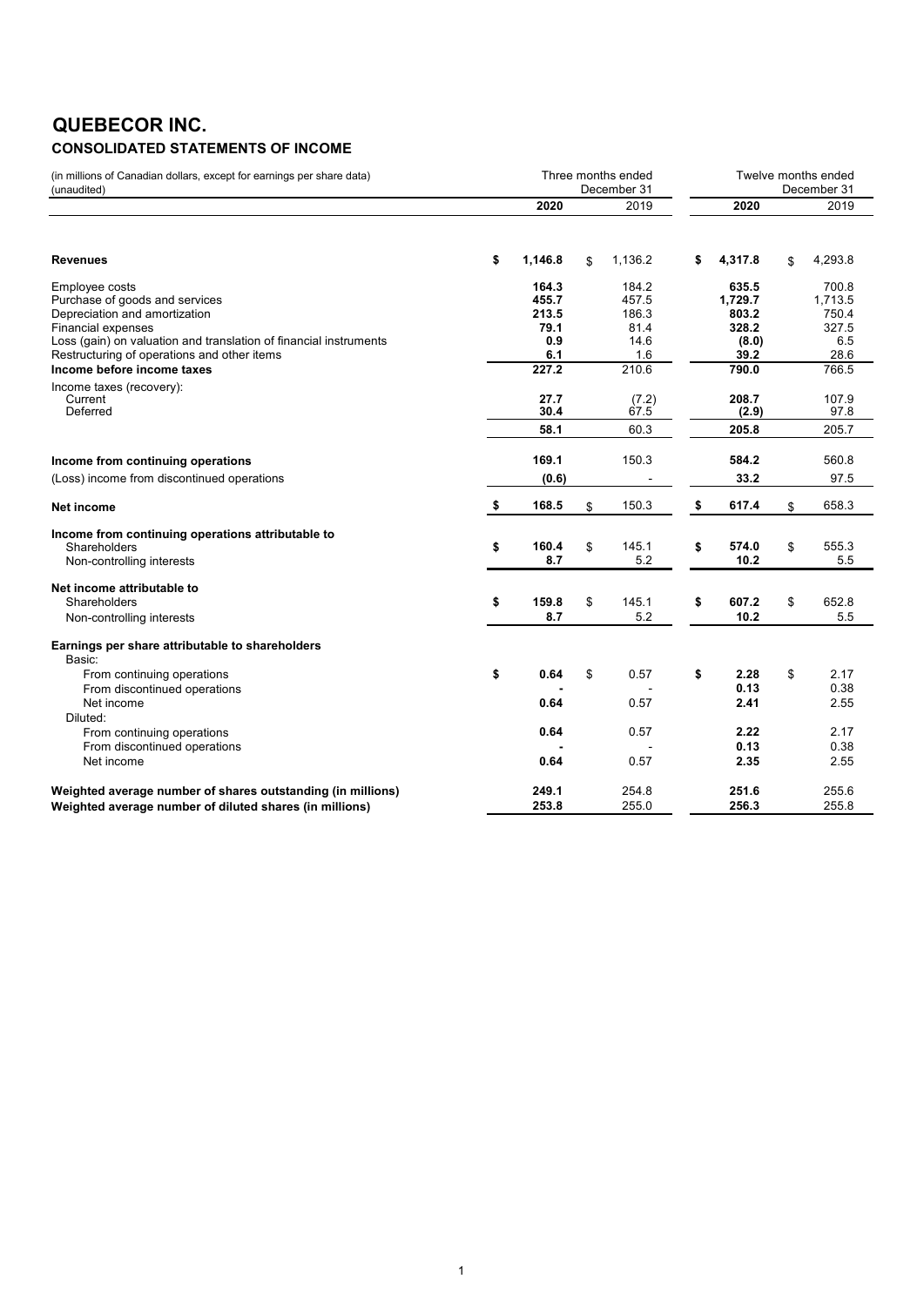# QUEBECOR INC.

## CONSOLIDATED STATEMENTS OF INCOME

| (in millions of Canadian dollars, except for earnings per share data) (unaudited) | Three months ended December 31 | | Twelve months ended December 31 | |
|---|---|---|---|---|
| | **2020** | 2019 | **2020** | 2019 |
| **Revenues** | **$ 1,146.8** | $ 1,136.2 | **$ 4,317.8** | $ 4,293.8 |
| Employee costs | **164.3** | 184.2 | **635.5** | 700.8 |
| Purchase of goods and services | **455.7** | 457.5 | **1,729.7** | 1,713.5 |
| Depreciation and amortization | **213.5** | 186.3 | **803.2** | 750.4 |
| Financial expenses | **79.1** | 81.4 | **328.2** | 327.5 |
| Loss (gain) on valuation and translation of financial instruments | **0.9** | 14.6 | **(8.0)** | 6.5 |
| Restructuring of operations and other items | **6.1** | 1.6 | **39.2** | 28.6 |
| **Income before income taxes** | **227.2** | 210.6 | **790.0** | 766.5 |
| Income taxes (recovery): | | | | |
| Current | **27.7** | (7.2) | **208.7** | 107.9 |
| Deferred | **30.4** | 67.5 | **(2.9)** | 97.8 |
| | **58.1** | 60.3 | **205.8** | 205.7 |
| **Income from continuing operations** | **169.1** | 150.3 | **584.2** | 560.8 |
| (Loss) income from discontinued operations | **(0.6)** | - | **33.2** | 97.5 |
| **Net income** | **$ 168.5** | $ 150.3 | **$ 617.4** | $ 658.3 |
| **Income from continuing operations attributable to** | | | | |
| Shareholders | **$ 160.4** | $ 145.1 | **$ 574.0** | $ 555.3 |
| Non-controlling interests | **8.7** | 5.2 | **10.2** | 5.5 |
| **Net income attributable to** | | | | |
| Shareholders | **$ 159.8** | $ 145.1 | **$ 607.2** | $ 652.8 |
| Non-controlling interests | **8.7** | 5.2 | **10.2** | 5.5 |
| **Earnings per share attributable to shareholders** | | | | |
| Basic: | | | | |
| From continuing operations | **$ 0.64** | $ 0.57 | **$ 2.28** | $ 2.17 |
| From discontinued operations | **-** | - | **0.13** | 0.38 |
| Net income | **0.64** | 0.57 | **2.41** | 2.55 |
| Diluted: | | | | |
| From continuing operations | **0.64** | 0.57 | **2.22** | 2.17 |
| From discontinued operations | **-** | - | **0.13** | 0.38 |
| Net income | **0.64** | 0.57 | **2.35** | 2.55 |
| **Weighted average number of shares outstanding (in millions)** | **249.1** | 254.8 | **251.6** | 255.6 |
| **Weighted average number of diluted shares (in millions)** | **253.8** | 255.0 | **256.3** | 255.8 |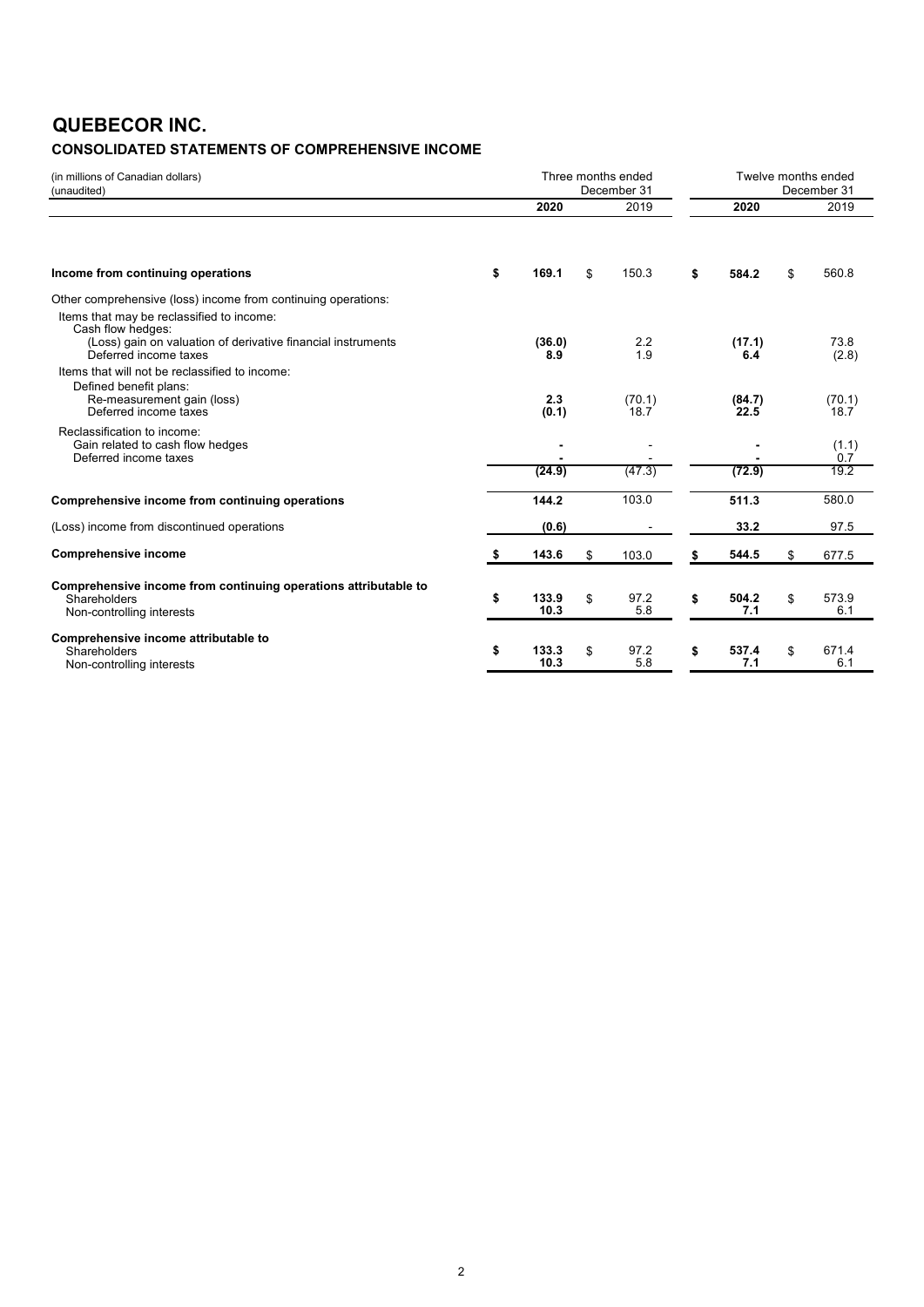# QUEBECOR INC.

## CONSOLIDATED STATEMENTS OF COMPREHENSIVE INCOME

| (in millions of Canadian dollars) (unaudited) | Three months ended December 31 | | Twelve months ended December 31 | |
|---|---|---|---|---|
| | **2020** | 2019 | **2020** | 2019 |
| **Income from continuing operations** | **$ 169.1** | $ 150.3 | **$ 584.2** | $ 560.8 |
| Other comprehensive (loss) income from continuing operations: | | | | |
| Items that may be reclassified to income: | | | | |
| Cash flow hedges: | | | | |
| (Loss) gain on valuation of derivative financial instruments | **(36.0)** | 2.2 | **(17.1)** | 73.8 |
| Deferred income taxes | **8.9** | 1.9 | **6.4** | (2.8) |
| Items that will not be reclassified to income: | | | | |
| Defined benefit plans: | | | | |
| Re-measurement gain (loss) | **2.3** | (70.1) | **(84.7)** | (70.1) |
| Deferred income taxes | **(0.1)** | 18.7 | **22.5** | 18.7 |
| Reclassification to income: | | | | |
| Gain related to cash flow hedges | **-** | - | **-** | (1.1) |
| Deferred income taxes | **-** | - | **-** | 0.7 |
| | **(24.9)** | (47.3) | **(72.9)** | 19.2 |
| **Comprehensive income from continuing operations** | **144.2** | 103.0 | **511.3** | 580.0 |
| (Loss) income from discontinued operations | **(0.6)** | - | **33.2** | 97.5 |
| **Comprehensive income** | **$ 143.6** | $ 103.0 | **$ 544.5** | $ 677.5 |
| **Comprehensive income from continuing operations attributable to** | | | | |
| Shareholders | **$ 133.9** | $ 97.2 | **$ 504.2** | $ 573.9 |
| Non-controlling interests | **10.3** | 5.8 | **7.1** | 6.1 |
| **Comprehensive income attributable to** | | | | |
| Shareholders | **$ 133.3** | $ 97.2 | **$ 537.4** | $ 671.4 |
| Non-controlling interests | **10.3** | 5.8 | **7.1** | 6.1 |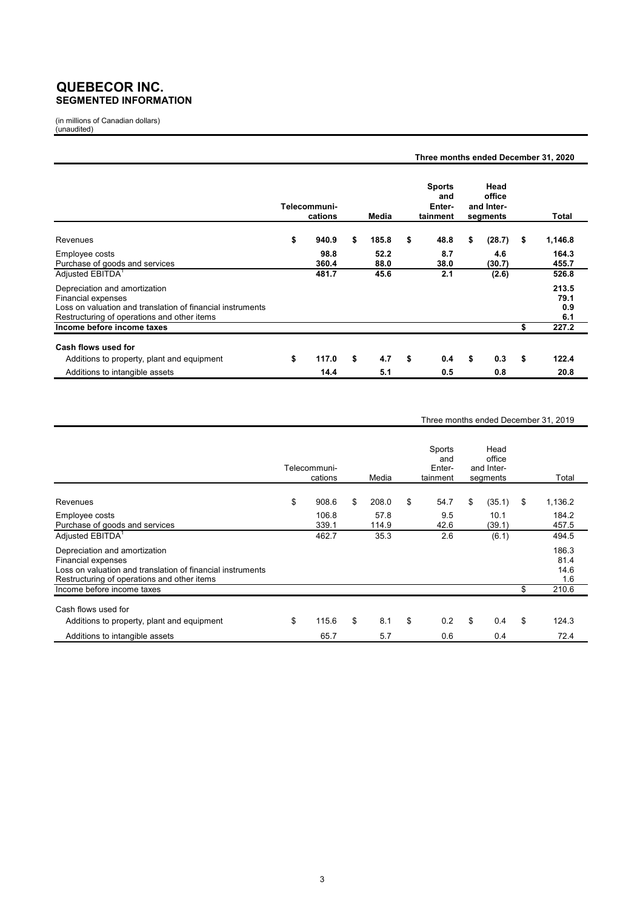# QUEBECOR INC.
## SEGMENTED INFORMATION

(in millions of Canadian dollars)
(unaudited)

| | **Three months ended December 31, 2020** | | | | |
|---|---|---|---|---|---|
| | **Telecommuni-cations** | **Media** | **Sports and Enter-tainment** | **Head office and Inter-segments** | **Total** |
| Revenues | **$ 940.9** | **$ 185.8** | **$ 48.8** | **$ (28.7)** | **$ 1,146.8** |
| Employee costs | **98.8** | **52.2** | **8.7** | **4.6** | **164.3** |
| Purchase of goods and services | **360.4** | **88.0** | **38.0** | **(30.7)** | **455.7** |
| Adjusted EBITDA[1] | **481.7** | **45.6** | **2.1** | **(2.6)** | **526.8** |
| Depreciation and amortization | | | | | **213.5** |
| Financial expenses | | | | | **79.1** |
| Loss on valuation and translation of financial instruments | | | | | **0.9** |
| Restructuring of operations and other items | | | | | **6.1** |
| **Income before income taxes** | | | | | **$ 227.2** |
| **Cash flows used for** | | | | | |
| Additions to property, plant and equipment | **$ 117.0** | **$ 4.7** | **$ 0.4** | **$ 0.3** | **$ 122.4** |
| Additions to intangible assets | **14.4** | **5.1** | **0.5** | **0.8** | **20.8** |

| | Three months ended December 31, 2019 | | | | |
|---|---|---|---|---|---|
| | Telecommuni-cations | Media | Sports and Enter-tainment | Head office and Inter-segments | Total |
| Revenues | $ 908.6 | $ 208.0 | $ 54.7 | $ (35.1) | $ 1,136.2 |
| Employee costs | 106.8 | 57.8 | 9.5 | 10.1 | 184.2 |
| Purchase of goods and services | 339.1 | 114.9 | 42.6 | (39.1) | 457.5 |
| Adjusted EBITDA[1] | 462.7 | 35.3 | 2.6 | (6.1) | 494.5 |
| Depreciation and amortization | | | | | 186.3 |
| Financial expenses | | | | | 81.4 |
| Loss on valuation and translation of financial instruments | | | | | 14.6 |
| Restructuring of operations and other items | | | | | 1.6 |
| Income before income taxes | | | | | $ 210.6 |
| Cash flows used for | | | | | |
| Additions to property, plant and equipment | $ 115.6 | $ 8.1 | $ 0.2 | $ 0.4 | $ 124.3 |
| Additions to intangible assets | 65.7 | 5.7 | 0.6 | 0.4 | 72.4 |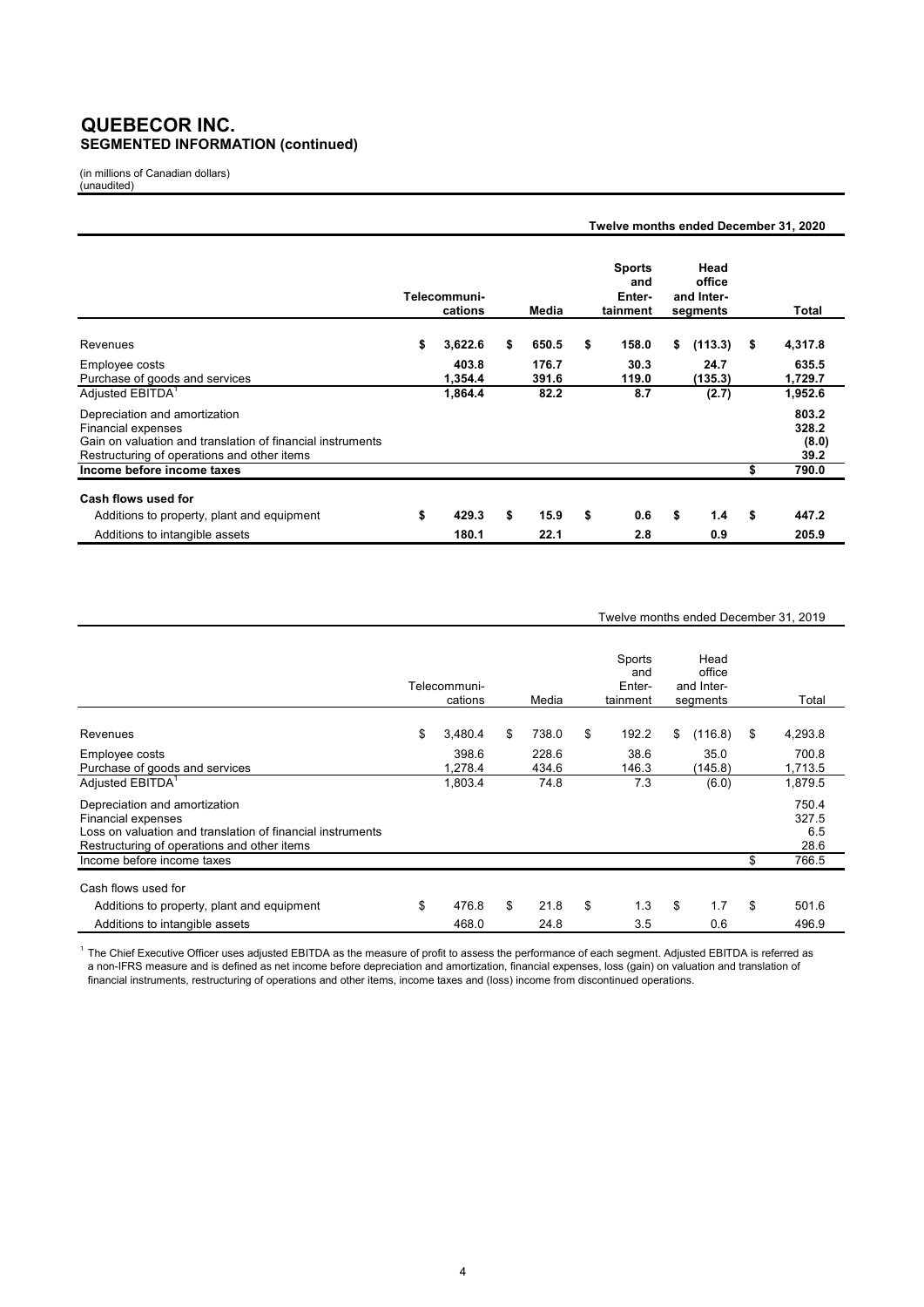# QUEBECOR INC.
## SEGMENTED INFORMATION (continued)

(in millions of Canadian dollars)
(unaudited)

**Twelve months ended December 31, 2020**

| | Telecommuni-cations | Media | Sports and Enter-tainment | Head office and Inter-segments | Total |
|---|---|---|---|---|---|
| Revenues | $ 3,622.6 | $ 650.5 | $ 158.0 | $ (113.3) | $ 4,317.8 |
| Employee costs | 403.8 | 176.7 | 30.3 | 24.7 | 635.5 |
| Purchase of goods and services | 1,354.4 | 391.6 | 119.0 | (135.3) | 1,729.7 |
| Adjusted EBITDA[1] | 1,864.4 | 82.2 | 8.7 | (2.7) | 1,952.6 |
| Depreciation and amortization | | | | | 803.2 |
| Financial expenses | | | | | 328.2 |
| Gain on valuation and translation of financial instruments | | | | | (8.0) |
| Restructuring of operations and other items | | | | | 39.2 |
| **Income before income taxes** | | | | | $ 790.0 |
| **Cash flows used for** | | | | | |
| Additions to property, plant and equipment | $ 429.3 | $ 15.9 | $ 0.6 | $ 1.4 | $ 447.2 |
| Additions to intangible assets | 180.1 | 22.1 | 2.8 | 0.9 | 205.9 |

Twelve months ended December 31, 2019

| | Telecommuni-cations | Media | Sports and Enter-tainment | Head office and Inter-segments | Total |
|---|---|---|---|---|---|
| Revenues | $ 3,480.4 | $ 738.0 | $ 192.2 | $ (116.8) | $ 4,293.8 |
| Employee costs | 398.6 | 228.6 | 38.6 | 35.0 | 700.8 |
| Purchase of goods and services | 1,278.4 | 434.6 | 146.3 | (145.8) | 1,713.5 |
| Adjusted EBITDA[1] | 1,803.4 | 74.8 | 7.3 | (6.0) | 1,879.5 |
| Depreciation and amortization | | | | | 750.4 |
| Financial expenses | | | | | 327.5 |
| Loss on valuation and translation of financial instruments | | | | | 6.5 |
| Restructuring of operations and other items | | | | | 28.6 |
| Income before income taxes | | | | | $ 766.5 |
| Cash flows used for | | | | | |
| Additions to property, plant and equipment | $ 476.8 | $ 21.8 | $ 1.3 | $ 1.7 | $ 501.6 |
| Additions to intangible assets | 468.0 | 24.8 | 3.5 | 0.6 | 496.9 |

[1] The Chief Executive Officer uses adjusted EBITDA as the measure of profit to assess the performance of each segment. Adjusted EBITDA is referred as a non-IFRS measure and is defined as net income before depreciation and amortization, financial expenses, loss (gain) on valuation and translation of financial instruments, restructuring of operations and other items, income taxes and (loss) income from discontinued operations.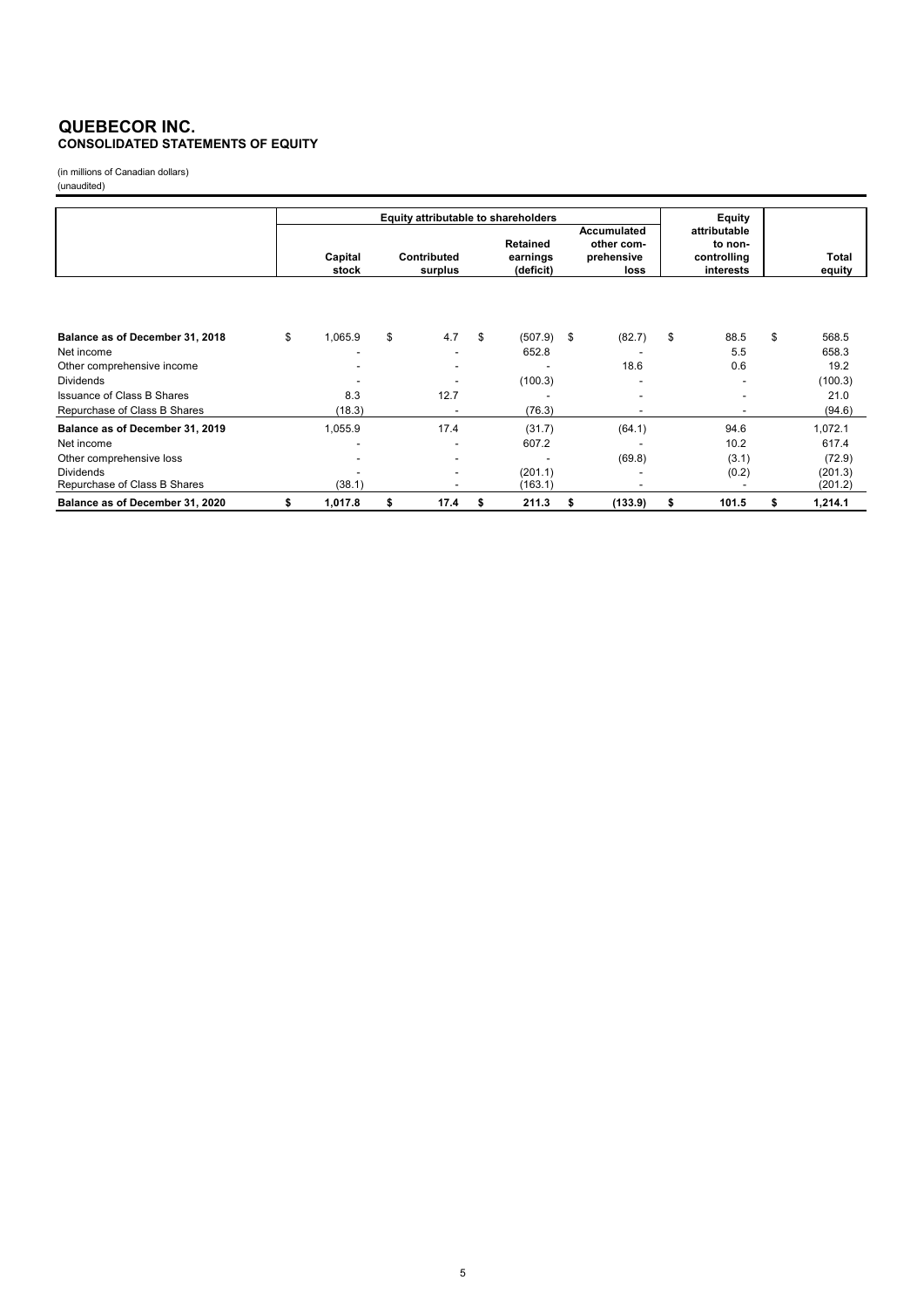# QUEBECOR INC.
## CONSOLIDATED STATEMENTS OF EQUITY

(in millions of Canadian dollars)
(unaudited)

| | Equity attributable to shareholders | | | | Equity attributable to non-controlling interests | Total equity |
|---|---|---|---|---|---|---|
| | Capital stock | Contributed surplus | Retained earnings (deficit) | Accumulated other comprehensive loss | | |
| **Balance as of December 31, 2018** | $ 1,065.9 | $ 4.7 | $ (507.9) | $ (82.7) | $ 88.5 | $ 568.5 |
| Net income | - | - | 652.8 | - | 5.5 | 658.3 |
| Other comprehensive income | - | - | - | 18.6 | 0.6 | 19.2 |
| Dividends | - | - | (100.3) | - | - | (100.3) |
| Issuance of Class B Shares | 8.3 | 12.7 | - | - | - | 21.0 |
| Repurchase of Class B Shares | (18.3) | - | (76.3) | - | - | (94.6) |
| **Balance as of December 31, 2019** | 1,055.9 | 17.4 | (31.7) | (64.1) | 94.6 | 1,072.1 |
| Net income | - | - | 607.2 | - | 10.2 | 617.4 |
| Other comprehensive loss | - | - | - | (69.8) | (3.1) | (72.9) |
| Dividends | - | - | (201.1) | - | (0.2) | (201.3) |
| Repurchase of Class B Shares | (38.1) | - | (163.1) | - | - | (201.2) |
| **Balance as of December 31, 2020** | **$ 1,017.8** | **$ 17.4** | **$ 211.3** | **$ (133.9)** | **$ 101.5** | **$ 1,214.1** |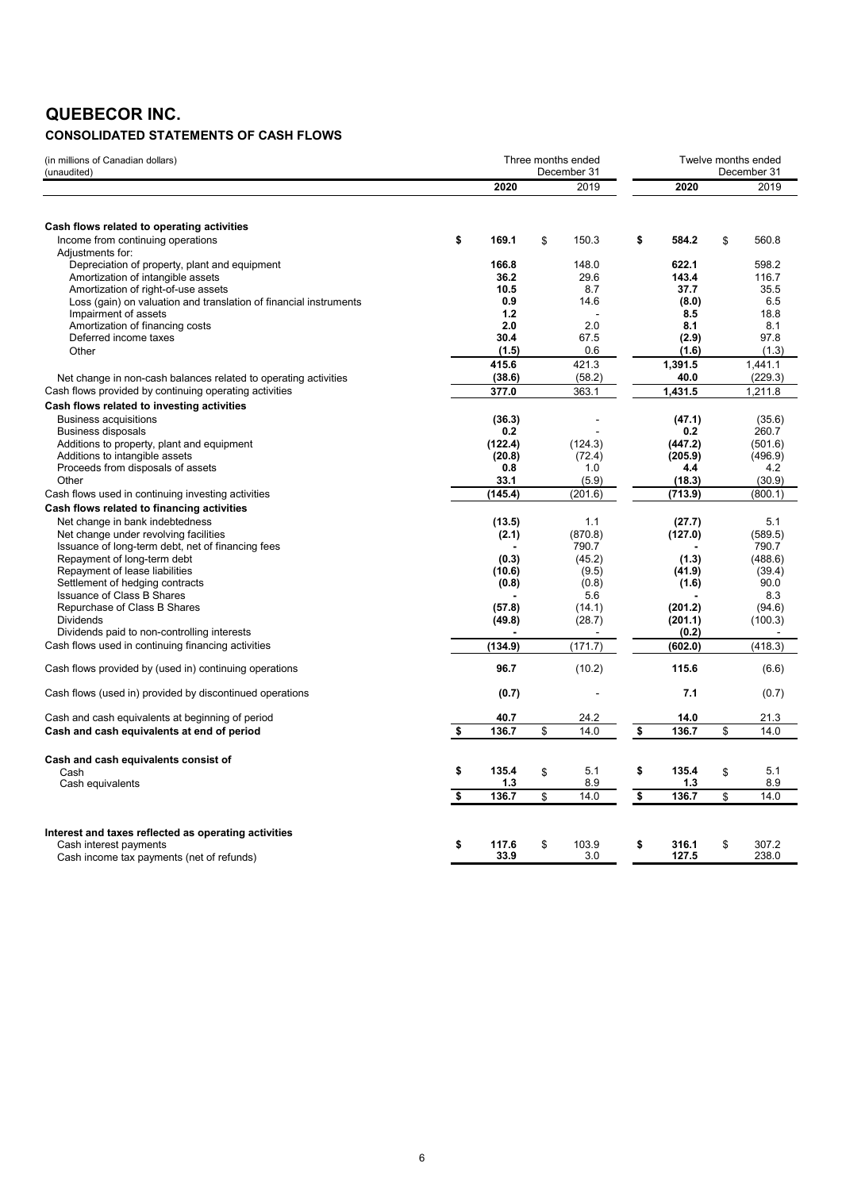# QUEBECOR INC.

## CONSOLIDATED STATEMENTS OF CASH FLOWS

| (in millions of Canadian dollars) (unaudited) | Three months ended December 31 | | Twelve months ended December 31 | |
|---|---|---|---|---|
| | **2020** | 2019 | **2020** | 2019 |
| **Cash flows related to operating activities** | | | | |
| Income from continuing operations | **$ 169.1** | $ 150.3 | **$ 584.2** | $ 560.8 |
| Adjustments for: | | | | |
| Depreciation of property, plant and equipment | **166.8** | 148.0 | **622.1** | 598.2 |
| Amortization of intangible assets | **36.2** | 29.6 | **143.4** | 116.7 |
| Amortization of right-of-use assets | **10.5** | 8.7 | **37.7** | 35.5 |
| Loss (gain) on valuation and translation of financial instruments | **0.9** | 14.6 | **(8.0)** | 6.5 |
| Impairment of assets | **1.2** | - | **8.5** | 18.8 |
| Amortization of financing costs | **2.0** | 2.0 | **8.1** | 8.1 |
| Deferred income taxes | **30.4** | 67.5 | **(2.9)** | 97.8 |
| Other | **(1.5)** | 0.6 | **(1.6)** | (1.3) |
| | **415.6** | 421.3 | **1,391.5** | 1,441.1 |
| Net change in non-cash balances related to operating activities | **(38.6)** | (58.2) | **40.0** | (229.3) |
| Cash flows provided by continuing operating activities | **377.0** | 363.1 | **1,431.5** | 1,211.8 |
| **Cash flows related to investing activities** | | | | |
| Business acquisitions | **(36.3)** | - | **(47.1)** | (35.6) |
| Business disposals | **0.2** | - | **0.2** | 260.7 |
| Additions to property, plant and equipment | **(122.4)** | (124.3) | **(447.2)** | (501.6) |
| Additions to intangible assets | **(20.8)** | (72.4) | **(205.9)** | (496.9) |
| Proceeds from disposals of assets | **0.8** | 1.0 | **4.4** | 4.2 |
| Other | **33.1** | (5.9) | **(18.3)** | (30.9) |
| Cash flows used in continuing investing activities | **(145.4)** | (201.6) | **(713.9)** | (800.1) |
| **Cash flows related to financing activities** | | | | |
| Net change in bank indebtedness | **(13.5)** | 1.1 | **(27.7)** | 5.1 |
| Net change under revolving facilities | **(2.1)** | (870.8) | **(127.0)** | (589.5) |
| Issuance of long-term debt, net of financing fees | **-** | 790.7 | **-** | 790.7 |
| Repayment of long-term debt | **(0.3)** | (45.2) | **(1.3)** | (488.6) |
| Repayment of lease liabilities | **(10.6)** | (9.5) | **(41.9)** | (39.4) |
| Settlement of hedging contracts | **(0.8)** | (0.8) | **(1.6)** | 90.0 |
| Issuance of Class B Shares | **-** | 5.6 | **-** | 8.3 |
| Repurchase of Class B Shares | **(57.8)** | (14.1) | **(201.2)** | (94.6) |
| Dividends | **(49.8)** | (28.7) | **(201.1)** | (100.3) |
| Dividends paid to non-controlling interests | **-** | - | **(0.2)** | - |
| Cash flows used in continuing financing activities | **(134.9)** | (171.7) | **(602.0)** | (418.3) |
| Cash flows provided by (used in) continuing operations | **96.7** | (10.2) | **115.6** | (6.6) |
| Cash flows (used in) provided by discontinued operations | **(0.7)** | - | **7.1** | (0.7) |
| Cash and cash equivalents at beginning of period | **40.7** | 24.2 | **14.0** | 21.3 |
| **Cash and cash equivalents at end of period** | **$ 136.7** | $ 14.0 | **$ 136.7** | $ 14.0 |
| **Cash and cash equivalents consist of** | | | | |
| Cash | **$ 135.4** | $ 5.1 | **$ 135.4** | $ 5.1 |
| Cash equivalents | **1.3** | 8.9 | **1.3** | 8.9 |
| | **$ 136.7** | $ 14.0 | **$ 136.7** | $ 14.0 |
| **Interest and taxes reflected as operating activities** | | | | |
| Cash interest payments | **$ 117.6** | $ 103.9 | **$ 316.1** | $ 307.2 |
| Cash income tax payments (net of refunds) | **33.9** | 3.0 | **127.5** | 238.0 |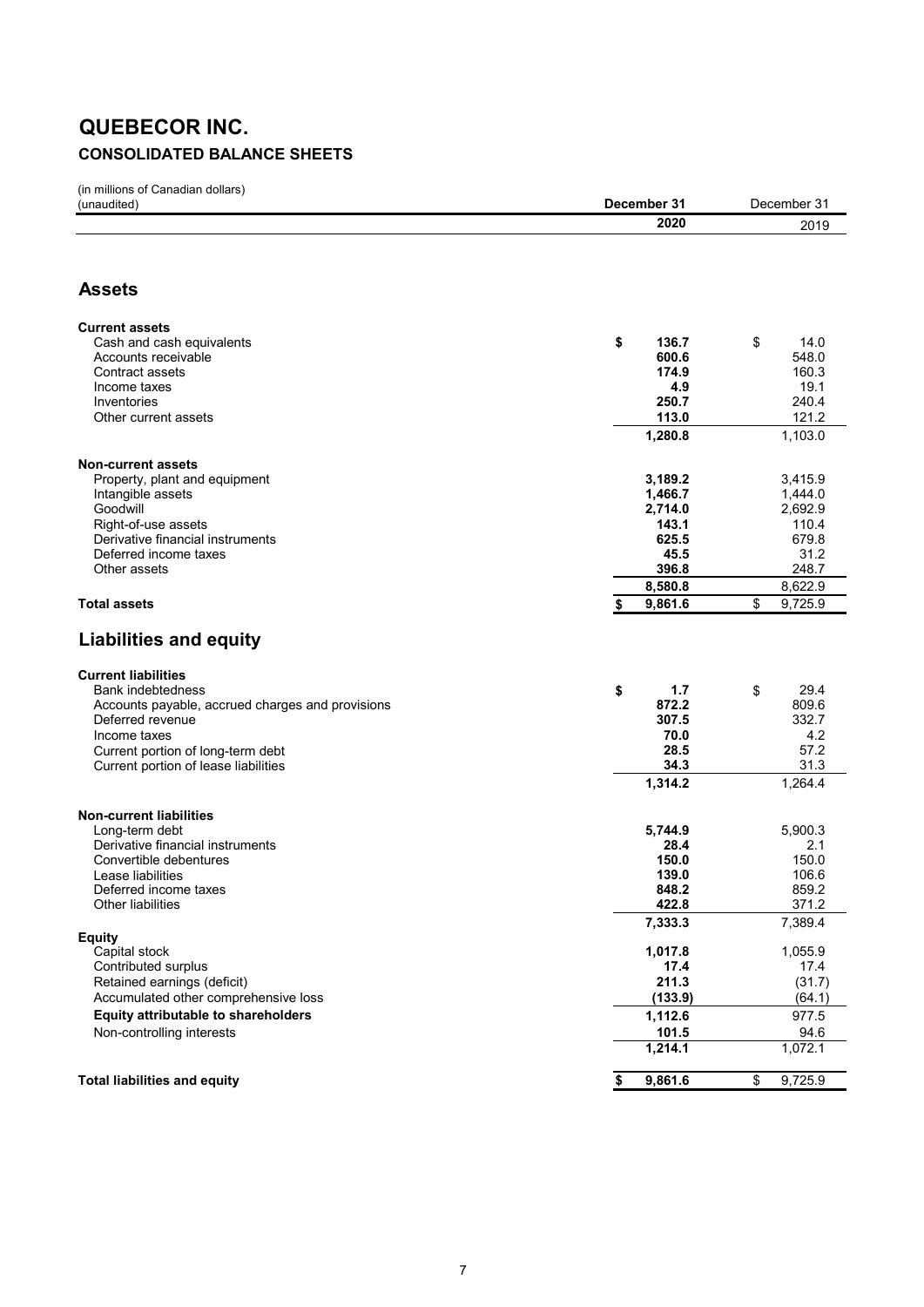# QUEBECOR INC.

## CONSOLIDATED BALANCE SHEETS

(in millions of Canadian dollars)
(unaudited)

| | December 31 2020 | December 31 2019 |
|---|---|---|
| **Assets** | | |
| **Current assets** | | |
| Cash and cash equivalents | **$ 136.7** | $ 14.0 |
| Accounts receivable | **600.6** | 548.0 |
| Contract assets | **174.9** | 160.3 |
| Income taxes | **4.9** | 19.1 |
| Inventories | **250.7** | 240.4 |
| Other current assets | **113.0** | 121.2 |
| | **1,280.8** | 1,103.0 |
| **Non-current assets** | | |
| Property, plant and equipment | **3,189.2** | 3,415.9 |
| Intangible assets | **1,466.7** | 1,444.0 |
| Goodwill | **2,714.0** | 2,692.9 |
| Right-of-use assets | **143.1** | 110.4 |
| Derivative financial instruments | **625.5** | 679.8 |
| Deferred income taxes | **45.5** | 31.2 |
| Other assets | **396.8** | 248.7 |
| | **8,580.8** | 8,622.9 |
| **Total assets** | **$ 9,861.6** | $ 9,725.9 |
| **Liabilities and equity** | | |
| **Current liabilities** | | |
| Bank indebtedness | **$ 1.7** | $ 29.4 |
| Accounts payable, accrued charges and provisions | **872.2** | 809.6 |
| Deferred revenue | **307.5** | 332.7 |
| Income taxes | **70.0** | 4.2 |
| Current portion of long-term debt | **28.5** | 57.2 |
| Current portion of lease liabilities | **34.3** | 31.3 |
| | **1,314.2** | 1,264.4 |
| **Non-current liabilities** | | |
| Long-term debt | **5,744.9** | 5,900.3 |
| Derivative financial instruments | **28.4** | 2.1 |
| Convertible debentures | **150.0** | 150.0 |
| Lease liabilities | **139.0** | 106.6 |
| Deferred income taxes | **848.2** | 859.2 |
| Other liabilities | **422.8** | 371.2 |
| | **7,333.3** | 7,389.4 |
| **Equity** | | |
| Capital stock | **1,017.8** | 1,055.9 |
| Contributed surplus | **17.4** | 17.4 |
| Retained earnings (deficit) | **211.3** | (31.7) |
| Accumulated other comprehensive loss | **(133.9)** | (64.1) |
| **Equity attributable to shareholders** | **1,112.6** | 977.5 |
| Non-controlling interests | **101.5** | 94.6 |
| | **1,214.1** | 1,072.1 |
| **Total liabilities and equity** | **$ 9,861.6** | $ 9,725.9 |